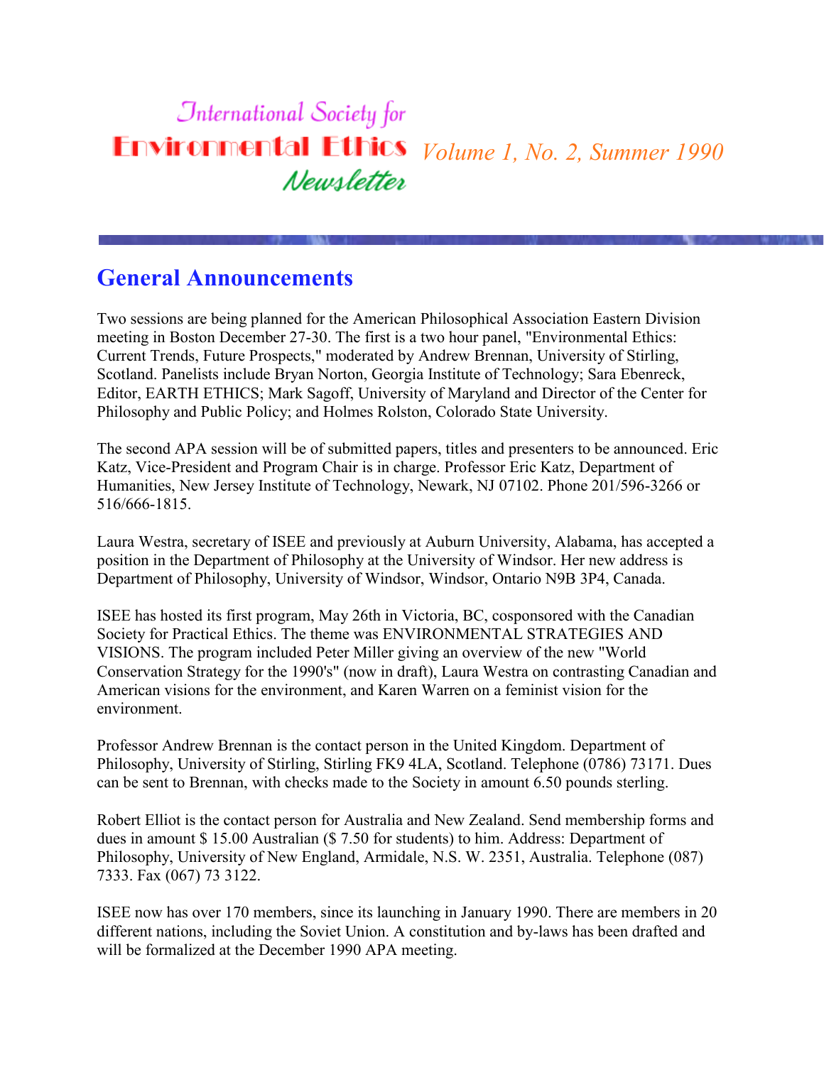# International Society for Environmental Ethics Newsletter

*Volume 1, No. 2, Summer 1990*

## General Announcements

Two sessions are being planned for the American Philosophical Association Eastern Division meeting in Boston December 27-30. The first is a two hour panel, "Environmental Ethics: Current Trends, Future Prospects," moderated by Andrew Brennan, University of Stirling, Scotland. Panelists include Bryan Norton, Georgia Institute of Technology; Sara Ebenreck, Editor, EARTH ETHICS; Mark Sagoff, University of Maryland and Director of the Center for Philosophy and Public Policy; and Holmes Rolston, Colorado State University.

The second APA session will be of submitted papers, titles and presenters to be announced. Eric Katz, Vice-President and Program Chair is in charge. Professor Eric Katz, Department of Humanities, New Jersey Institute of Technology, Newark, NJ 07102. Phone 201/596-3266 or 516/666-1815.

Laura Westra, secretary of ISEE and previously at Auburn University, Alabama, has accepted a position in the Department of Philosophy at the University of Windsor. Her new address is Department of Philosophy, University of Windsor, Windsor, Ontario N9B 3P4, Canada.

ISEE has hosted its first program, May 26th in Victoria, BC, cosponsored with the Canadian Society for Practical Ethics. The theme was ENVIRONMENTAL STRATEGIES AND VISIONS. The program included Peter Miller giving an overview of the new "World Conservation Strategy for the 1990's" (now in draft), Laura Westra on contrasting Canadian and American visions for the environment, and Karen Warren on a feminist vision for the environment.

Professor Andrew Brennan is the contact person in the United Kingdom. Department of Philosophy, University of Stirling, Stirling FK9 4LA, Scotland. Telephone (0786) 73171. Dues can be sent to Brennan, with checks made to the Society in amount 6.50 pounds sterling.

Robert Elliot is the contact person for Australia and New Zealand. Send membership forms and dues in amount $ 15.00 Australian ($ 7.50 for students) to him. Address: Department of Philosophy, University of New England, Armidale, N.S. W. 2351, Australia. Telephone (087) 7333. Fax (067) 73 3122.

ISEE now has over 170 members, since its launching in January 1990. There are members in 20 different nations, including the Soviet Union. A constitution and by-laws has been drafted and will be formalized at the December 1990 APA meeting.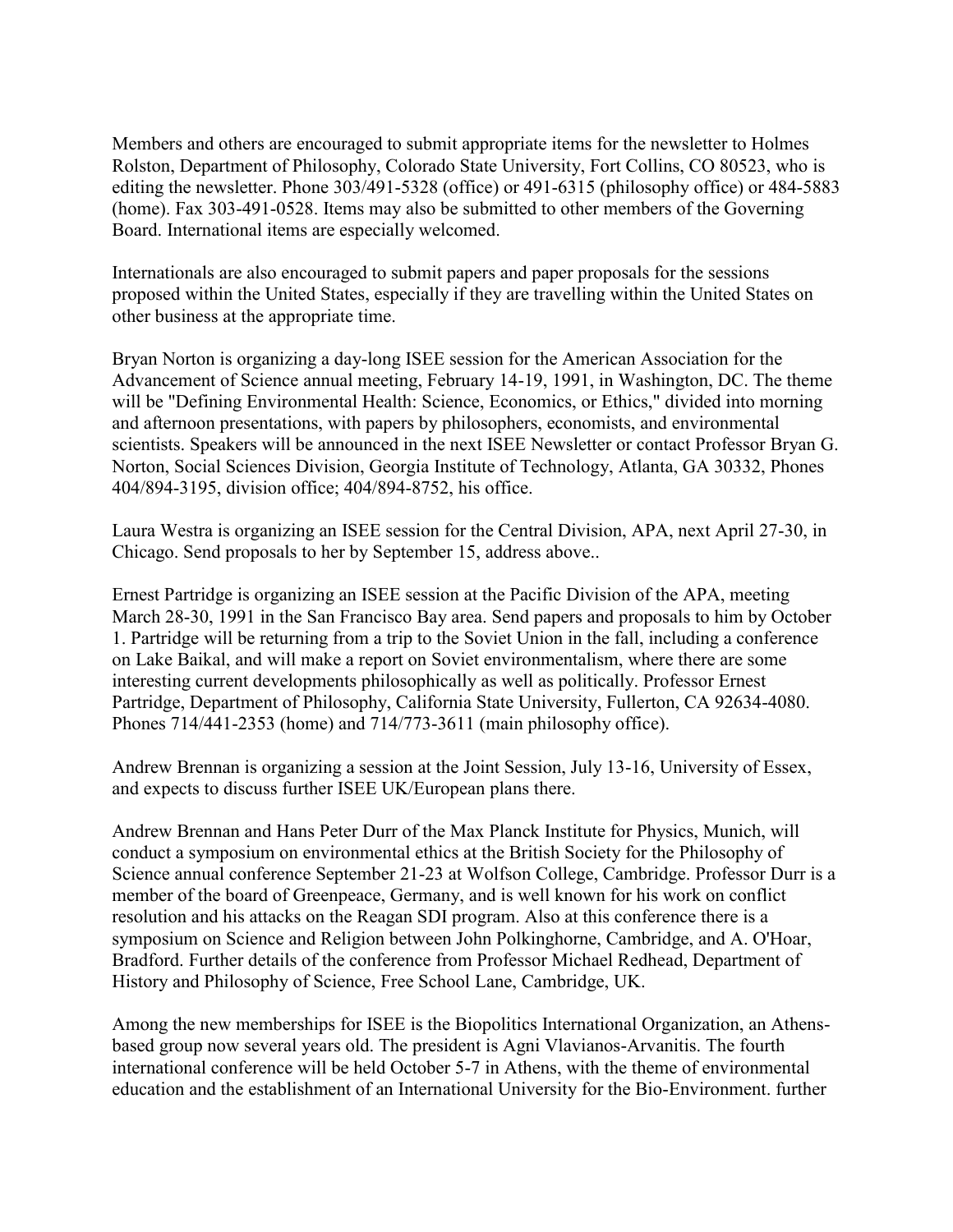Members and others are encouraged to submit appropriate items for the newsletter to Holmes Rolston, Department of Philosophy, Colorado State University, Fort Collins, CO 80523, who is editing the newsletter. Phone 303/491-5328 (office) or 491-6315 (philosophy office) or 484-5883 (home). Fax 303-491-0528. Items may also be submitted to other members of the Governing Board. International items are especially welcomed.

Internationals are also encouraged to submit papers and paper proposals for the sessions proposed within the United States, especially if they are travelling within the United States on other business at the appropriate time.

Bryan Norton is organizing a day-long ISEE session for the American Association for the Advancement of Science annual meeting, February 14-19, 1991, in Washington, DC. The theme will be "Defining Environmental Health: Science, Economics, or Ethics," divided into morning and afternoon presentations, with papers by philosophers, economists, and environmental scientists. Speakers will be announced in the next ISEE Newsletter or contact Professor Bryan G. Norton, Social Sciences Division, Georgia Institute of Technology, Atlanta, GA 30332, Phones 404/894-3195, division office; 404/894-8752, his office.

Laura Westra is organizing an ISEE session for the Central Division, APA, next April 27-30, in Chicago. Send proposals to her by September 15, address above..

Ernest Partridge is organizing an ISEE session at the Pacific Division of the APA, meeting March 28-30, 1991 in the San Francisco Bay area. Send papers and proposals to him by October 1. Partridge will be returning from a trip to the Soviet Union in the fall, including a conference on Lake Baikal, and will make a report on Soviet environmentalism, where there are some interesting current developments philosophically as well as politically. Professor Ernest Partridge, Department of Philosophy, California State University, Fullerton, CA 92634-4080. Phones 714/441-2353 (home) and 714/773-3611 (main philosophy office).

Andrew Brennan is organizing a session at the Joint Session, July 13-16, University of Essex, and expects to discuss further ISEE UK/European plans there.

Andrew Brennan and Hans Peter Durr of the Max Planck Institute for Physics, Munich, will conduct a symposium on environmental ethics at the British Society for the Philosophy of Science annual conference September 21-23 at Wolfson College, Cambridge. Professor Durr is a member of the board of Greenpeace, Germany, and is well known for his work on conflict resolution and his attacks on the Reagan SDI program. Also at this conference there is a symposium on Science and Religion between John Polkinghorne, Cambridge, and A. O'Hoar, Bradford. Further details of the conference from Professor Michael Redhead, Department of History and Philosophy of Science, Free School Lane, Cambridge, UK.

Among the new memberships for ISEE is the Biopolitics International Organization, an Athens-based group now several years old. The president is Agni Vlavianos-Arvanitis. The fourth international conference will be held October 5-7 in Athens, with the theme of environmental education and the establishment of an International University for the Bio-Environment. further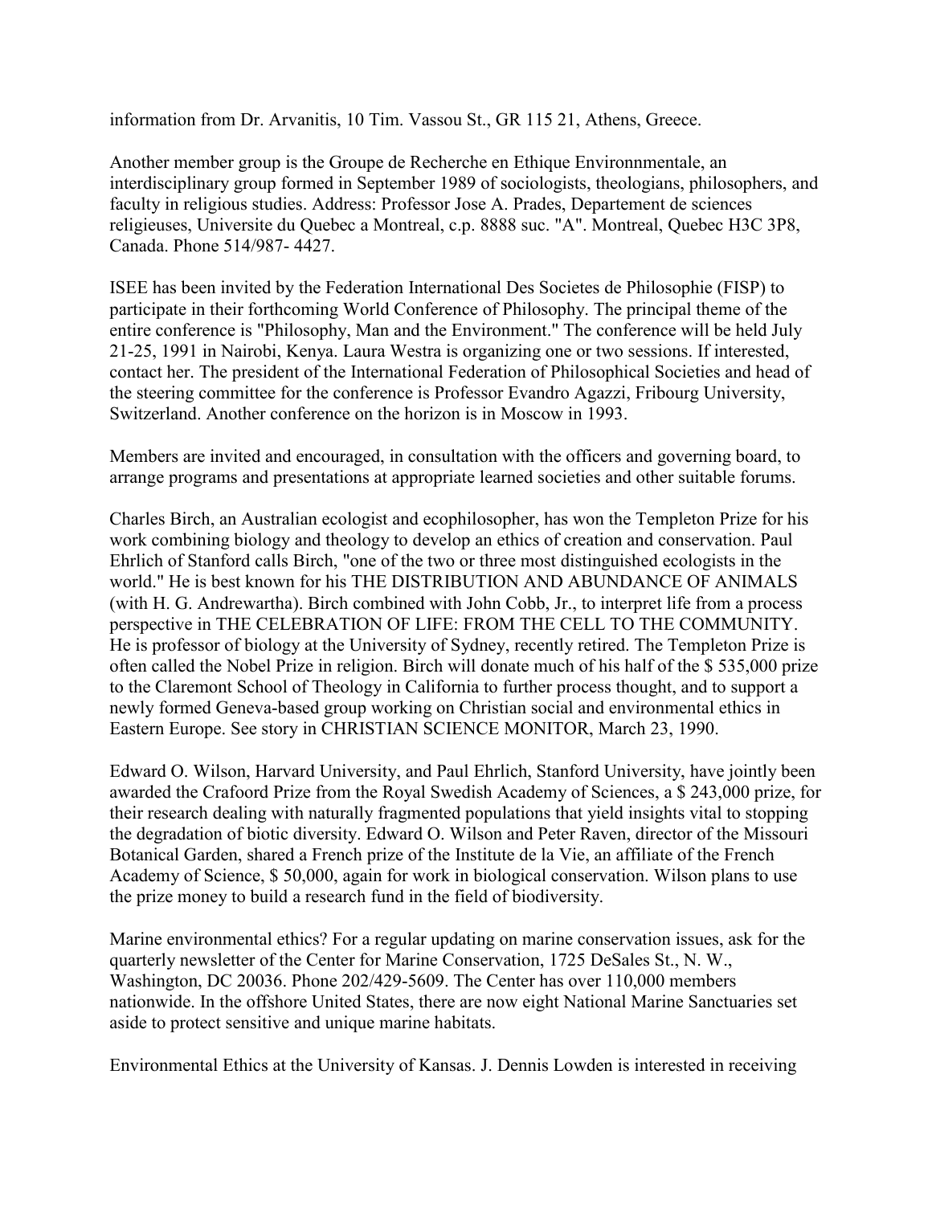information from Dr. Arvanitis, 10 Tim. Vassou St., GR 115 21, Athens, Greece.

Another member group is the Groupe de Recherche en Ethique Environnmentale, an interdisciplinary group formed in September 1989 of sociologists, theologians, philosophers, and faculty in religious studies. Address: Professor Jose A. Prades, Departement de sciences religieuses, Universite du Quebec a Montreal, c.p. 8888 suc. "A". Montreal, Quebec H3C 3P8, Canada. Phone 514/987- 4427.

ISEE has been invited by the Federation International Des Societes de Philosophie (FISP) to participate in their forthcoming World Conference of Philosophy. The principal theme of the entire conference is "Philosophy, Man and the Environment." The conference will be held July 21-25, 1991 in Nairobi, Kenya. Laura Westra is organizing one or two sessions. If interested, contact her. The president of the International Federation of Philosophical Societies and head of the steering committee for the conference is Professor Evandro Agazzi, Fribourg University, Switzerland. Another conference on the horizon is in Moscow in 1993.

Members are invited and encouraged, in consultation with the officers and governing board, to arrange programs and presentations at appropriate learned societies and other suitable forums.

Charles Birch, an Australian ecologist and ecophilosopher, has won the Templeton Prize for his work combining biology and theology to develop an ethics of creation and conservation. Paul Ehrlich of Stanford calls Birch, "one of the two or three most distinguished ecologists in the world." He is best known for his THE DISTRIBUTION AND ABUNDANCE OF ANIMALS (with H. G. Andrewartha). Birch combined with John Cobb, Jr., to interpret life from a process perspective in THE CELEBRATION OF LIFE: FROM THE CELL TO THE COMMUNITY. He is professor of biology at the University of Sydney, recently retired. The Templeton Prize is often called the Nobel Prize in religion. Birch will donate much of his half of the $ 535,000 prize to the Claremont School of Theology in California to further process thought, and to support a newly formed Geneva-based group working on Christian social and environmental ethics in Eastern Europe. See story in CHRISTIAN SCIENCE MONITOR, March 23, 1990.

Edward O. Wilson, Harvard University, and Paul Ehrlich, Stanford University, have jointly been awarded the Crafoord Prize from the Royal Swedish Academy of Sciences, a $ 243,000 prize, for their research dealing with naturally fragmented populations that yield insights vital to stopping the degradation of biotic diversity. Edward O. Wilson and Peter Raven, director of the Missouri Botanical Garden, shared a French prize of the Institute de la Vie, an affiliate of the French Academy of Science, $ 50,000, again for work in biological conservation. Wilson plans to use the prize money to build a research fund in the field of biodiversity.

Marine environmental ethics? For a regular updating on marine conservation issues, ask for the quarterly newsletter of the Center for Marine Conservation, 1725 DeSales St., N. W., Washington, DC 20036. Phone 202/429-5609. The Center has over 110,000 members nationwide. In the offshore United States, there are now eight National Marine Sanctuaries set aside to protect sensitive and unique marine habitats.

Environmental Ethics at the University of Kansas. J. Dennis Lowden is interested in receiving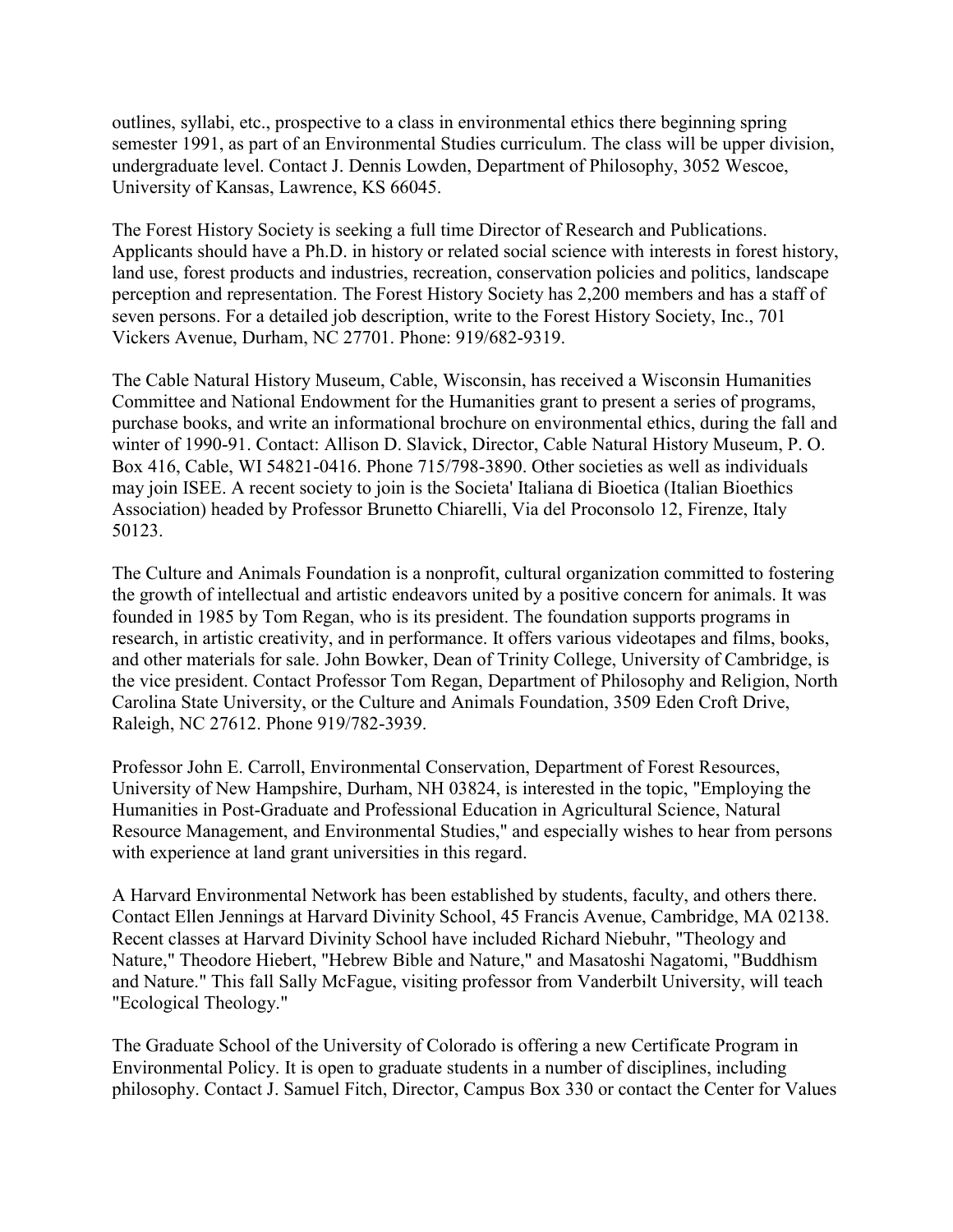outlines, syllabi, etc., prospective to a class in environmental ethics there beginning spring semester 1991, as part of an Environmental Studies curriculum. The class will be upper division, undergraduate level. Contact J. Dennis Lowden, Department of Philosophy, 3052 Wescoe, University of Kansas, Lawrence, KS 66045.

The Forest History Society is seeking a full time Director of Research and Publications. Applicants should have a Ph.D. in history or related social science with interests in forest history, land use, forest products and industries, recreation, conservation policies and politics, landscape perception and representation. The Forest History Society has 2,200 members and has a staff of seven persons. For a detailed job description, write to the Forest History Society, Inc., 701 Vickers Avenue, Durham, NC 27701. Phone: 919/682-9319.

The Cable Natural History Museum, Cable, Wisconsin, has received a Wisconsin Humanities Committee and National Endowment for the Humanities grant to present a series of programs, purchase books, and write an informational brochure on environmental ethics, during the fall and winter of 1990-91. Contact: Allison D. Slavick, Director, Cable Natural History Museum, P. O. Box 416, Cable, WI 54821-0416. Phone 715/798-3890. Other societies as well as individuals may join ISEE. A recent society to join is the Societa' Italiana di Bioetica (Italian Bioethics Association) headed by Professor Brunetto Chiarelli, Via del Proconsolo 12, Firenze, Italy 50123.

The Culture and Animals Foundation is a nonprofit, cultural organization committed to fostering the growth of intellectual and artistic endeavors united by a positive concern for animals. It was founded in 1985 by Tom Regan, who is its president. The foundation supports programs in research, in artistic creativity, and in performance. It offers various videotapes and films, books, and other materials for sale. John Bowker, Dean of Trinity College, University of Cambridge, is the vice president. Contact Professor Tom Regan, Department of Philosophy and Religion, North Carolina State University, or the Culture and Animals Foundation, 3509 Eden Croft Drive, Raleigh, NC 27612. Phone 919/782-3939.

Professor John E. Carroll, Environmental Conservation, Department of Forest Resources, University of New Hampshire, Durham, NH 03824, is interested in the topic, "Employing the Humanities in Post-Graduate and Professional Education in Agricultural Science, Natural Resource Management, and Environmental Studies," and especially wishes to hear from persons with experience at land grant universities in this regard.

A Harvard Environmental Network has been established by students, faculty, and others there. Contact Ellen Jennings at Harvard Divinity School, 45 Francis Avenue, Cambridge, MA 02138. Recent classes at Harvard Divinity School have included Richard Niebuhr, "Theology and Nature," Theodore Hiebert, "Hebrew Bible and Nature," and Masatoshi Nagatomi, "Buddhism and Nature." This fall Sally McFague, visiting professor from Vanderbilt University, will teach "Ecological Theology."

The Graduate School of the University of Colorado is offering a new Certificate Program in Environmental Policy. It is open to graduate students in a number of disciplines, including philosophy. Contact J. Samuel Fitch, Director, Campus Box 330 or contact the Center for Values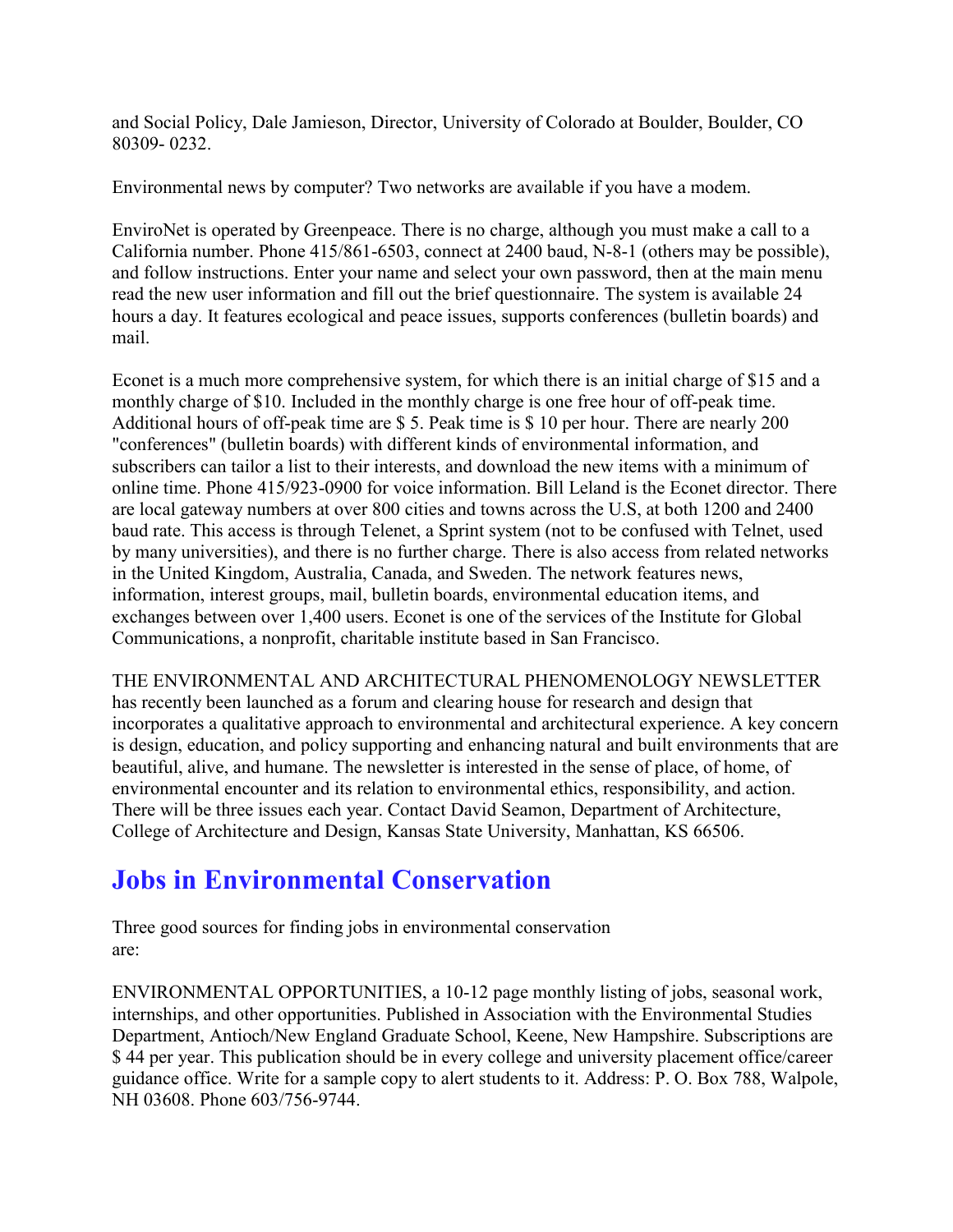and Social Policy, Dale Jamieson, Director, University of Colorado at Boulder, Boulder, CO 80309- 0232.

Environmental news by computer? Two networks are available if you have a modem.

EnviroNet is operated by Greenpeace. There is no charge, although you must make a call to a California number. Phone 415/861-6503, connect at 2400 baud, N-8-1 (others may be possible), and follow instructions. Enter your name and select your own password, then at the main menu read the new user information and fill out the brief questionnaire. The system is available 24 hours a day. It features ecological and peace issues, supports conferences (bulletin boards) and mail.

Econet is a much more comprehensive system, for which there is an initial charge of $15 and a monthly charge of $10. Included in the monthly charge is one free hour of off-peak time. Additional hours of off-peak time are $ 5. Peak time is $ 10 per hour. There are nearly 200 "conferences" (bulletin boards) with different kinds of environmental information, and subscribers can tailor a list to their interests, and download the new items with a minimum of online time. Phone 415/923-0900 for voice information. Bill Leland is the Econet director. There are local gateway numbers at over 800 cities and towns across the U.S, at both 1200 and 2400 baud rate. This access is through Telenet, a Sprint system (not to be confused with Telnet, used by many universities), and there is no further charge. There is also access from related networks in the United Kingdom, Australia, Canada, and Sweden. The network features news, information, interest groups, mail, bulletin boards, environmental education items, and exchanges between over 1,400 users. Econet is one of the services of the Institute for Global Communications, a nonprofit, charitable institute based in San Francisco.

THE ENVIRONMENTAL AND ARCHITECTURAL PHENOMENOLOGY NEWSLETTER has recently been launched as a forum and clearing house for research and design that incorporates a qualitative approach to environmental and architectural experience. A key concern is design, education, and policy supporting and enhancing natural and built environments that are beautiful, alive, and humane. The newsletter is interested in the sense of place, of home, of environmental encounter and its relation to environmental ethics, responsibility, and action. There will be three issues each year. Contact David Seamon, Department of Architecture, College of Architecture and Design, Kansas State University, Manhattan, KS 66506.

## Jobs in Environmental Conservation

Three good sources for finding jobs in environmental conservation are:

ENVIRONMENTAL OPPORTUNITIES, a 10-12 page monthly listing of jobs, seasonal work, internships, and other opportunities. Published in Association with the Environmental Studies Department, Antioch/New England Graduate School, Keene, New Hampshire. Subscriptions are $ 44 per year. This publication should be in every college and university placement office/career guidance office. Write for a sample copy to alert students to it. Address: P. O. Box 788, Walpole, NH 03608. Phone 603/756-9744.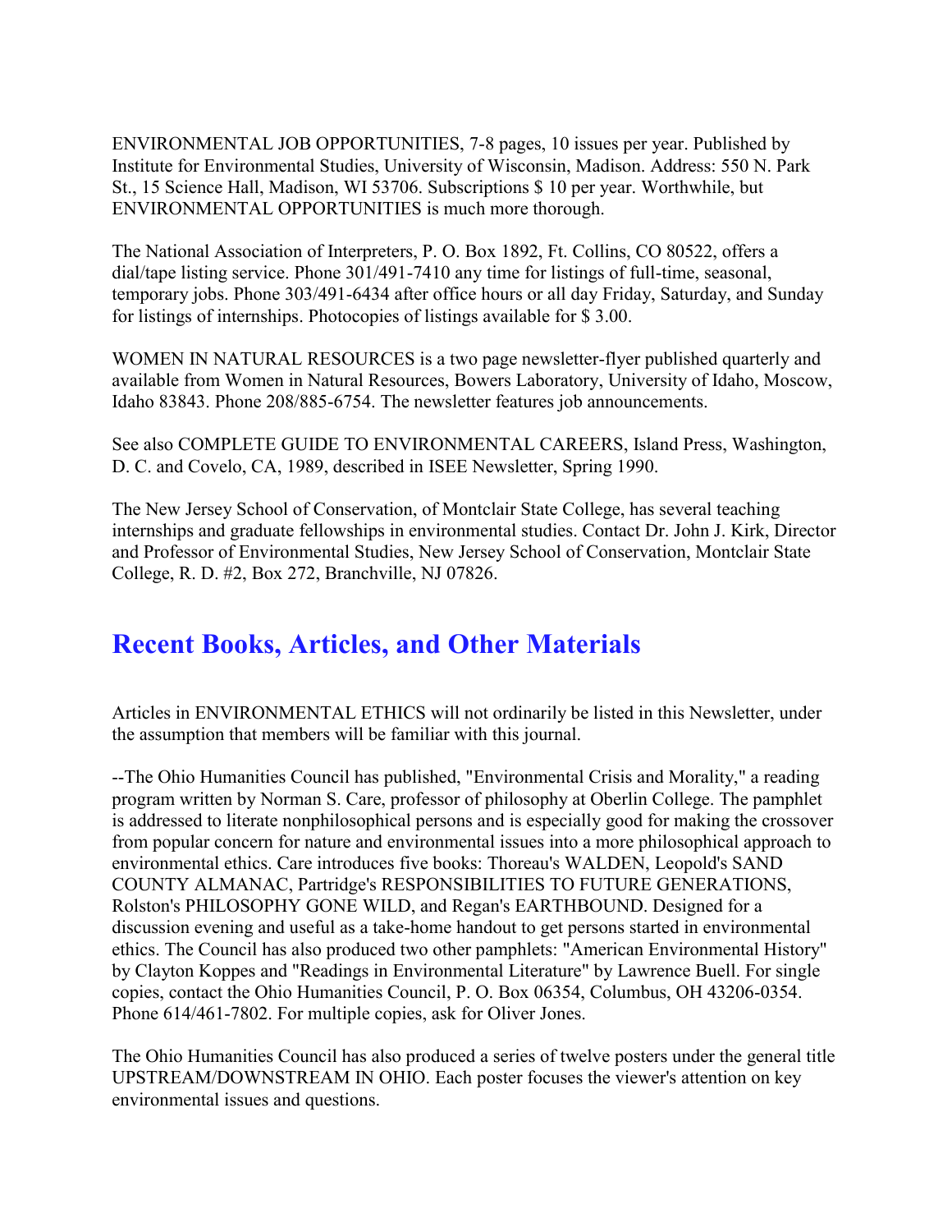ENVIRONMENTAL JOB OPPORTUNITIES, 7-8 pages, 10 issues per year. Published by Institute for Environmental Studies, University of Wisconsin, Madison. Address: 550 N. Park St., 15 Science Hall, Madison, WI 53706. Subscriptions $ 10 per year. Worthwhile, but ENVIRONMENTAL OPPORTUNITIES is much more thorough.

The National Association of Interpreters, P. O. Box 1892, Ft. Collins, CO 80522, offers a dial/tape listing service. Phone 301/491-7410 any time for listings of full-time, seasonal, temporary jobs. Phone 303/491-6434 after office hours or all day Friday, Saturday, and Sunday for listings of internships. Photocopies of listings available for $ 3.00.

WOMEN IN NATURAL RESOURCES is a two page newsletter-flyer published quarterly and available from Women in Natural Resources, Bowers Laboratory, University of Idaho, Moscow, Idaho 83843. Phone 208/885-6754. The newsletter features job announcements.

See also COMPLETE GUIDE TO ENVIRONMENTAL CAREERS, Island Press, Washington, D. C. and Covelo, CA, 1989, described in ISEE Newsletter, Spring 1990.

The New Jersey School of Conservation, of Montclair State College, has several teaching internships and graduate fellowships in environmental studies. Contact Dr. John J. Kirk, Director and Professor of Environmental Studies, New Jersey School of Conservation, Montclair State College, R. D. #2, Box 272, Branchville, NJ 07826.

## Recent Books, Articles, and Other Materials

Articles in ENVIRONMENTAL ETHICS will not ordinarily be listed in this Newsletter, under the assumption that members will be familiar with this journal.

--The Ohio Humanities Council has published, "Environmental Crisis and Morality," a reading program written by Norman S. Care, professor of philosophy at Oberlin College. The pamphlet is addressed to literate nonphilosophical persons and is especially good for making the crossover from popular concern for nature and environmental issues into a more philosophical approach to environmental ethics. Care introduces five books: Thoreau's WALDEN, Leopold's SAND COUNTY ALMANAC, Partridge's RESPONSIBILITIES TO FUTURE GENERATIONS, Rolston's PHILOSOPHY GONE WILD, and Regan's EARTHBOUND. Designed for a discussion evening and useful as a take-home handout to get persons started in environmental ethics. The Council has also produced two other pamphlets: "American Environmental History" by Clayton Koppes and "Readings in Environmental Literature" by Lawrence Buell. For single copies, contact the Ohio Humanities Council, P. O. Box 06354, Columbus, OH 43206-0354. Phone 614/461-7802. For multiple copies, ask for Oliver Jones.

The Ohio Humanities Council has also produced a series of twelve posters under the general title UPSTREAM/DOWNSTREAM IN OHIO. Each poster focuses the viewer's attention on key environmental issues and questions.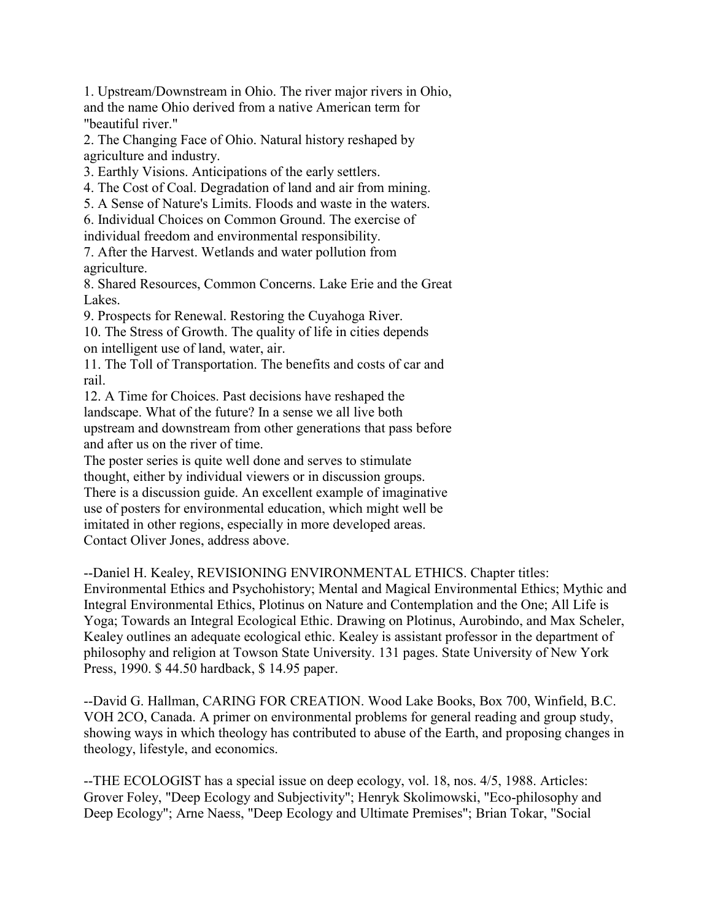1. Upstream/Downstream in Ohio. The river major rivers in Ohio, and the name Ohio derived from a native American term for "beautiful river."
2. The Changing Face of Ohio. Natural history reshaped by agriculture and industry.
3. Earthly Visions. Anticipations of the early settlers.
4. The Cost of Coal. Degradation of land and air from mining.
5. A Sense of Nature's Limits. Floods and waste in the waters.
6. Individual Choices on Common Ground. The exercise of individual freedom and environmental responsibility.
7. After the Harvest. Wetlands and water pollution from agriculture.
8. Shared Resources, Common Concerns. Lake Erie and the Great Lakes.
9. Prospects for Renewal. Restoring the Cuyahoga River.
10. The Stress of Growth. The quality of life in cities depends on intelligent use of land, water, air.
11. The Toll of Transportation. The benefits and costs of car and rail.
12. A Time for Choices. Past decisions have reshaped the landscape. What of the future? In a sense we all live both upstream and downstream from other generations that pass before and after us on the river of time.

The poster series is quite well done and serves to stimulate thought, either by individual viewers or in discussion groups. There is a discussion guide. An excellent example of imaginative use of posters for environmental education, which might well be imitated in other regions, especially in more developed areas. Contact Oliver Jones, address above.

--Daniel H. Kealey, REVISIONING ENVIRONMENTAL ETHICS. Chapter titles: Environmental Ethics and Psychohistory; Mental and Magical Environmental Ethics; Mythic and Integral Environmental Ethics, Plotinus on Nature and Contemplation and the One; All Life is Yoga; Towards an Integral Ecological Ethic. Drawing on Plotinus, Aurobindo, and Max Scheler, Kealey outlines an adequate ecological ethic. Kealey is assistant professor in the department of philosophy and religion at Towson State University. 131 pages. State University of New York Press, 1990. $ 44.50 hardback, $ 14.95 paper.

--David G. Hallman, CARING FOR CREATION. Wood Lake Books, Box 700, Winfield, B.C. VOH 2CO, Canada. A primer on environmental problems for general reading and group study, showing ways in which theology has contributed to abuse of the Earth, and proposing changes in theology, lifestyle, and economics.

--THE ECOLOGIST has a special issue on deep ecology, vol. 18, nos. 4/5, 1988. Articles: Grover Foley, "Deep Ecology and Subjectivity"; Henryk Skolimowski, "Eco-philosophy and Deep Ecology"; Arne Naess, "Deep Ecology and Ultimate Premises"; Brian Tokar, "Social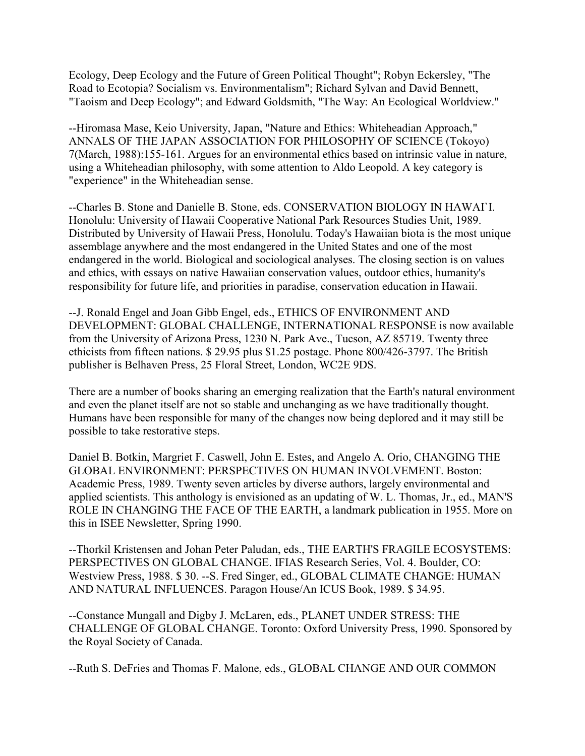Ecology, Deep Ecology and the Future of Green Political Thought"; Robyn Eckersley, "The Road to Ecotopia? Socialism vs. Environmentalism"; Richard Sylvan and David Bennett, "Taoism and Deep Ecology"; and Edward Goldsmith, "The Way: An Ecological Worldview."

--Hiromasa Mase, Keio University, Japan, "Nature and Ethics: Whiteheadian Approach," ANNALS OF THE JAPAN ASSOCIATION FOR PHILOSOPHY OF SCIENCE (Tokoyo) 7(March, 1988):155-161. Argues for an environmental ethics based on intrinsic value in nature, using a Whiteheadian philosophy, with some attention to Aldo Leopold. A key category is "experience" in the Whiteheadian sense.

--Charles B. Stone and Danielle B. Stone, eds. CONSERVATION BIOLOGY IN HAWAI`I. Honolulu: University of Hawaii Cooperative National Park Resources Studies Unit, 1989. Distributed by University of Hawaii Press, Honolulu. Today's Hawaiian biota is the most unique assemblage anywhere and the most endangered in the United States and one of the most endangered in the world. Biological and sociological analyses. The closing section is on values and ethics, with essays on native Hawaiian conservation values, outdoor ethics, humanity's responsibility for future life, and priorities in paradise, conservation education in Hawaii.

--J. Ronald Engel and Joan Gibb Engel, eds., ETHICS OF ENVIRONMENT AND DEVELOPMENT: GLOBAL CHALLENGE, INTERNATIONAL RESPONSE is now available from the University of Arizona Press, 1230 N. Park Ave., Tucson, AZ 85719. Twenty three ethicists from fifteen nations. $ 29.95 plus $1.25 postage. Phone 800/426-3797. The British publisher is Belhaven Press, 25 Floral Street, London, WC2E 9DS.

There are a number of books sharing an emerging realization that the Earth's natural environment and even the planet itself are not so stable and unchanging as we have traditionally thought. Humans have been responsible for many of the changes now being deplored and it may still be possible to take restorative steps.

Daniel B. Botkin, Margriet F. Caswell, John E. Estes, and Angelo A. Orio, CHANGING THE GLOBAL ENVIRONMENT: PERSPECTIVES ON HUMAN INVOLVEMENT. Boston: Academic Press, 1989. Twenty seven articles by diverse authors, largely environmental and applied scientists. This anthology is envisioned as an updating of W. L. Thomas, Jr., ed., MAN'S ROLE IN CHANGING THE FACE OF THE EARTH, a landmark publication in 1955. More on this in ISEE Newsletter, Spring 1990.

--Thorkil Kristensen and Johan Peter Paludan, eds., THE EARTH'S FRAGILE ECOSYSTEMS: PERSPECTIVES ON GLOBAL CHANGE. IFIAS Research Series, Vol. 4. Boulder, CO: Westview Press, 1988. $ 30. --S. Fred Singer, ed., GLOBAL CLIMATE CHANGE: HUMAN AND NATURAL INFLUENCES. Paragon House/An ICUS Book, 1989. $ 34.95.

--Constance Mungall and Digby J. McLaren, eds., PLANET UNDER STRESS: THE CHALLENGE OF GLOBAL CHANGE. Toronto: Oxford University Press, 1990. Sponsored by the Royal Society of Canada.

--Ruth S. DeFries and Thomas F. Malone, eds., GLOBAL CHANGE AND OUR COMMON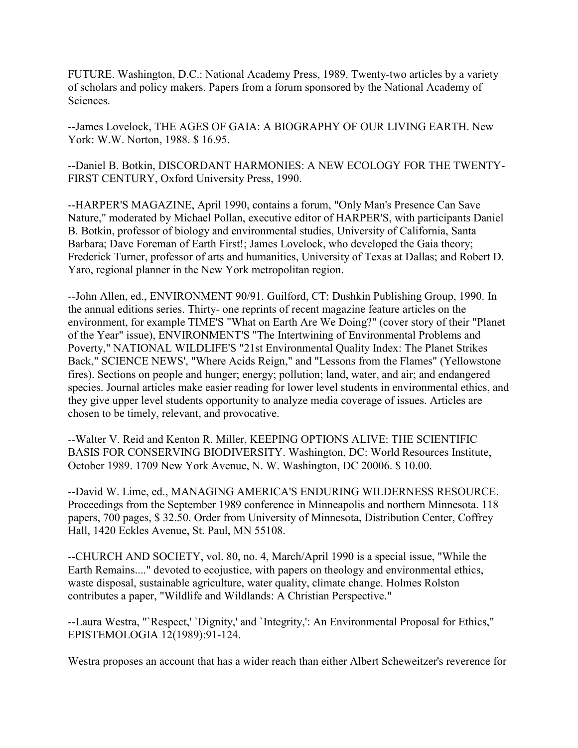FUTURE. Washington, D.C.: National Academy Press, 1989. Twenty-two articles by a variety of scholars and policy makers. Papers from a forum sponsored by the National Academy of Sciences.

--James Lovelock, THE AGES OF GAIA: A BIOGRAPHY OF OUR LIVING EARTH. New York: W.W. Norton, 1988. $ 16.95.

--Daniel B. Botkin, DISCORDANT HARMONIES: A NEW ECOLOGY FOR THE TWENTY-FIRST CENTURY, Oxford University Press, 1990.

--HARPER'S MAGAZINE, April 1990, contains a forum, "Only Man's Presence Can Save Nature," moderated by Michael Pollan, executive editor of HARPER'S, with participants Daniel B. Botkin, professor of biology and environmental studies, University of California, Santa Barbara; Dave Foreman of Earth First!; James Lovelock, who developed the Gaia theory; Frederick Turner, professor of arts and humanities, University of Texas at Dallas; and Robert D. Yaro, regional planner in the New York metropolitan region.

--John Allen, ed., ENVIRONMENT 90/91. Guilford, CT: Dushkin Publishing Group, 1990. In the annual editions series. Thirty- one reprints of recent magazine feature articles on the environment, for example TIME'S "What on Earth Are We Doing?" (cover story of their "Planet of the Year" issue), ENVIRONMENT'S "The Intertwining of Environmental Problems and Poverty," NATIONAL WILDLIFE'S "21st Environmental Quality Index: The Planet Strikes Back," SCIENCE NEWS', "Where Acids Reign," and "Lessons from the Flames" (Yellowstone fires). Sections on people and hunger; energy; pollution; land, water, and air; and endangered species. Journal articles make easier reading for lower level students in environmental ethics, and they give upper level students opportunity to analyze media coverage of issues. Articles are chosen to be timely, relevant, and provocative.

--Walter V. Reid and Kenton R. Miller, KEEPING OPTIONS ALIVE: THE SCIENTIFIC BASIS FOR CONSERVING BIODIVERSITY. Washington, DC: World Resources Institute, October 1989. 1709 New York Avenue, N. W. Washington, DC 20006. $ 10.00.

--David W. Lime, ed., MANAGING AMERICA'S ENDURING WILDERNESS RESOURCE. Proceedings from the September 1989 conference in Minneapolis and northern Minnesota. 118 papers, 700 pages, $ 32.50. Order from University of Minnesota, Distribution Center, Coffrey Hall, 1420 Eckles Avenue, St. Paul, MN 55108.

--CHURCH AND SOCIETY, vol. 80, no. 4, March/April 1990 is a special issue, "While the Earth Remains...." devoted to ecojustice, with papers on theology and environmental ethics, waste disposal, sustainable agriculture, water quality, climate change. Holmes Rolston contributes a paper, "Wildlife and Wildlands: A Christian Perspective."

--Laura Westra, "`Respect,' `Dignity,' and `Integrity,': An Environmental Proposal for Ethics," EPISTEMOLOGIA 12(1989):91-124.

Westra proposes an account that has a wider reach than either Albert Scheweitzer's reverence for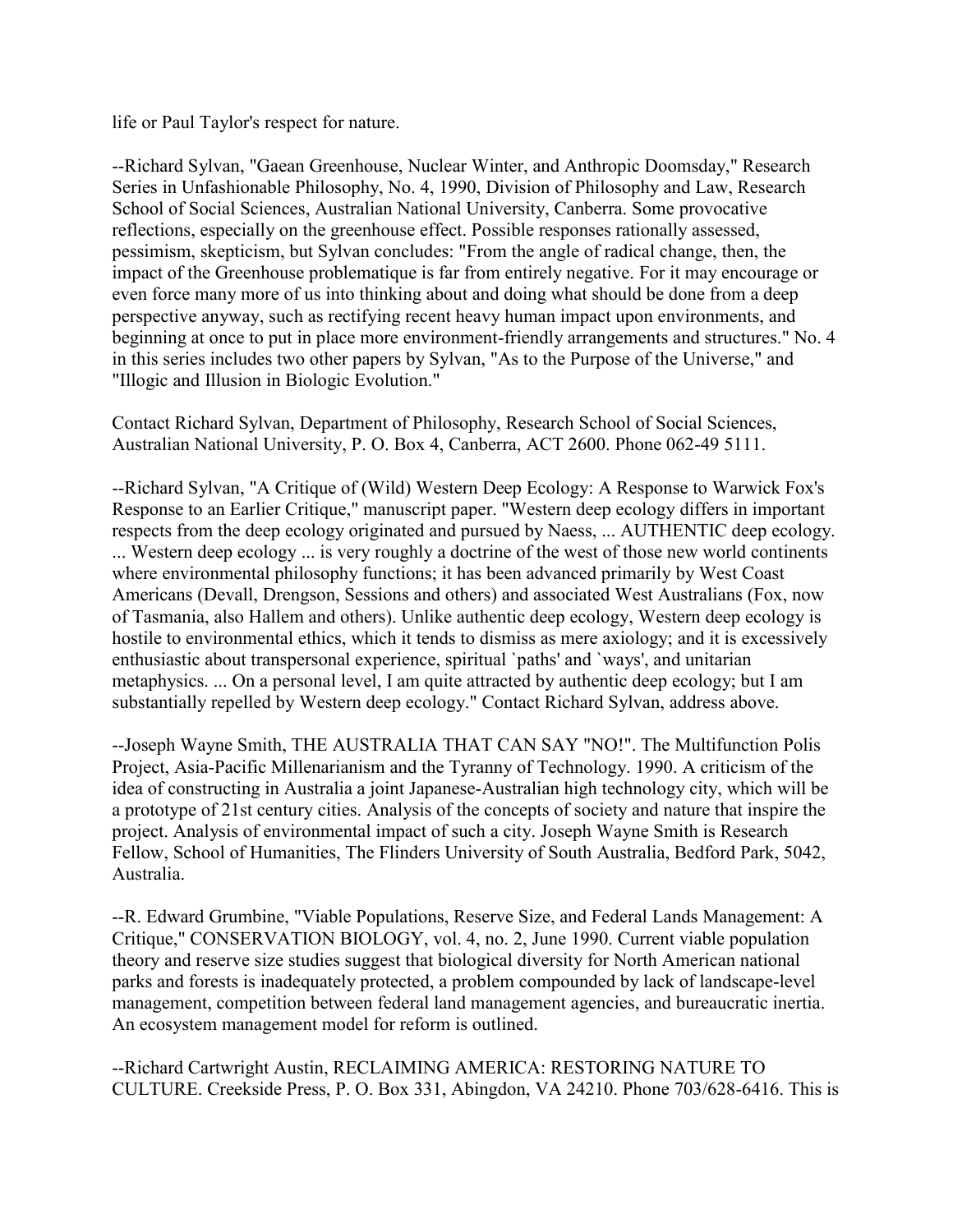life or Paul Taylor's respect for nature.

--Richard Sylvan, "Gaean Greenhouse, Nuclear Winter, and Anthropic Doomsday," Research Series in Unfashionable Philosophy, No. 4, 1990, Division of Philosophy and Law, Research School of Social Sciences, Australian National University, Canberra. Some provocative reflections, especially on the greenhouse effect. Possible responses rationally assessed, pessimism, skepticism, but Sylvan concludes: "From the angle of radical change, then, the impact of the Greenhouse problematique is far from entirely negative. For it may encourage or even force many more of us into thinking about and doing what should be done from a deep perspective anyway, such as rectifying recent heavy human impact upon environments, and beginning at once to put in place more environment-friendly arrangements and structures." No. 4 in this series includes two other papers by Sylvan, "As to the Purpose of the Universe," and "Illogic and Illusion in Biologic Evolution."

Contact Richard Sylvan, Department of Philosophy, Research School of Social Sciences, Australian National University, P. O. Box 4, Canberra, ACT 2600. Phone 062-49 5111.

--Richard Sylvan, "A Critique of (Wild) Western Deep Ecology: A Response to Warwick Fox's Response to an Earlier Critique," manuscript paper. "Western deep ecology differs in important respects from the deep ecology originated and pursued by Naess, ... AUTHENTIC deep ecology. ... Western deep ecology ... is very roughly a doctrine of the west of those new world continents where environmental philosophy functions; it has been advanced primarily by West Coast Americans (Devall, Drengson, Sessions and others) and associated West Australians (Fox, now of Tasmania, also Hallem and others). Unlike authentic deep ecology, Western deep ecology is hostile to environmental ethics, which it tends to dismiss as mere axiology; and it is excessively enthusiastic about transpersonal experience, spiritual `paths' and `ways', and unitarian metaphysics. ... On a personal level, I am quite attracted by authentic deep ecology; but I am substantially repelled by Western deep ecology." Contact Richard Sylvan, address above.

--Joseph Wayne Smith, THE AUSTRALIA THAT CAN SAY "NO!". The Multifunction Polis Project, Asia-Pacific Millenarianism and the Tyranny of Technology. 1990. A criticism of the idea of constructing in Australia a joint Japanese-Australian high technology city, which will be a prototype of 21st century cities. Analysis of the concepts of society and nature that inspire the project. Analysis of environmental impact of such a city. Joseph Wayne Smith is Research Fellow, School of Humanities, The Flinders University of South Australia, Bedford Park, 5042, Australia.

--R. Edward Grumbine, "Viable Populations, Reserve Size, and Federal Lands Management: A Critique," CONSERVATION BIOLOGY, vol. 4, no. 2, June 1990. Current viable population theory and reserve size studies suggest that biological diversity for North American national parks and forests is inadequately protected, a problem compounded by lack of landscape-level management, competition between federal land management agencies, and bureaucratic inertia. An ecosystem management model for reform is outlined.

--Richard Cartwright Austin, RECLAIMING AMERICA: RESTORING NATURE TO CULTURE. Creekside Press, P. O. Box 331, Abingdon, VA 24210. Phone 703/628-6416. This is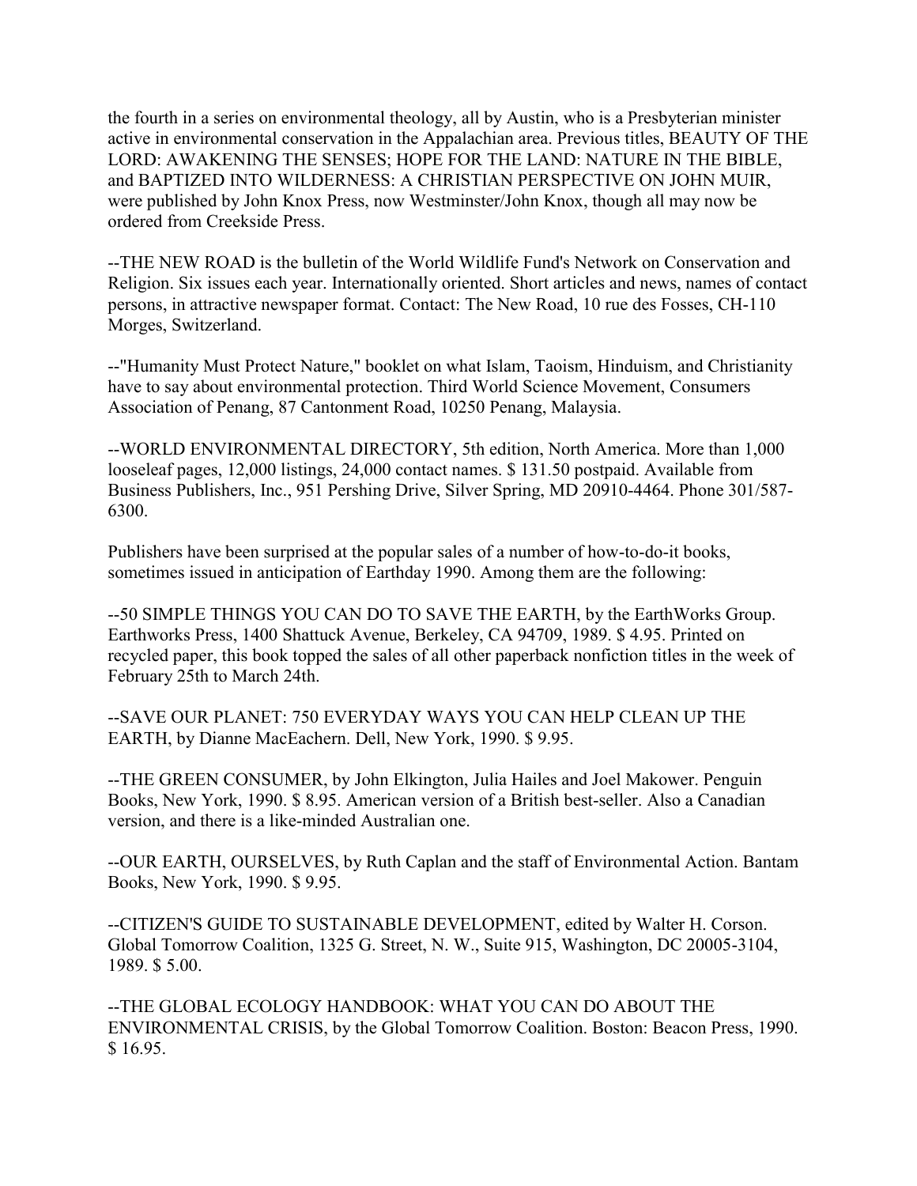the fourth in a series on environmental theology, all by Austin, who is a Presbyterian minister active in environmental conservation in the Appalachian area. Previous titles, BEAUTY OF THE LORD: AWAKENING THE SENSES; HOPE FOR THE LAND: NATURE IN THE BIBLE, and BAPTIZED INTO WILDERNESS: A CHRISTIAN PERSPECTIVE ON JOHN MUIR, were published by John Knox Press, now Westminster/John Knox, though all may now be ordered from Creekside Press.

--THE NEW ROAD is the bulletin of the World Wildlife Fund's Network on Conservation and Religion. Six issues each year. Internationally oriented. Short articles and news, names of contact persons, in attractive newspaper format. Contact: The New Road, 10 rue des Fosses, CH-110 Morges, Switzerland.

--"Humanity Must Protect Nature," booklet on what Islam, Taoism, Hinduism, and Christianity have to say about environmental protection. Third World Science Movement, Consumers Association of Penang, 87 Cantonment Road, 10250 Penang, Malaysia.

--WORLD ENVIRONMENTAL DIRECTORY, 5th edition, North America. More than 1,000 looseleaf pages, 12,000 listings, 24,000 contact names. $ 131.50 postpaid. Available from Business Publishers, Inc., 951 Pershing Drive, Silver Spring, MD 20910-4464. Phone 301/587-6300.

Publishers have been surprised at the popular sales of a number of how-to-do-it books, sometimes issued in anticipation of Earthday 1990. Among them are the following:

--50 SIMPLE THINGS YOU CAN DO TO SAVE THE EARTH, by the EarthWorks Group. Earthworks Press, 1400 Shattuck Avenue, Berkeley, CA 94709, 1989. $ 4.95. Printed on recycled paper, this book topped the sales of all other paperback nonfiction titles in the week of February 25th to March 24th.

--SAVE OUR PLANET: 750 EVERYDAY WAYS YOU CAN HELP CLEAN UP THE EARTH, by Dianne MacEachern. Dell, New York, 1990. $ 9.95.

--THE GREEN CONSUMER, by John Elkington, Julia Hailes and Joel Makower. Penguin Books, New York, 1990. $ 8.95. American version of a British best-seller. Also a Canadian version, and there is a like-minded Australian one.

--OUR EARTH, OURSELVES, by Ruth Caplan and the staff of Environmental Action. Bantam Books, New York, 1990. $ 9.95.

--CITIZEN'S GUIDE TO SUSTAINABLE DEVELOPMENT, edited by Walter H. Corson. Global Tomorrow Coalition, 1325 G. Street, N. W., Suite 915, Washington, DC 20005-3104, 1989. $ 5.00.

--THE GLOBAL ECOLOGY HANDBOOK: WHAT YOU CAN DO ABOUT THE ENVIRONMENTAL CRISIS, by the Global Tomorrow Coalition. Boston: Beacon Press, 1990. $ 16.95.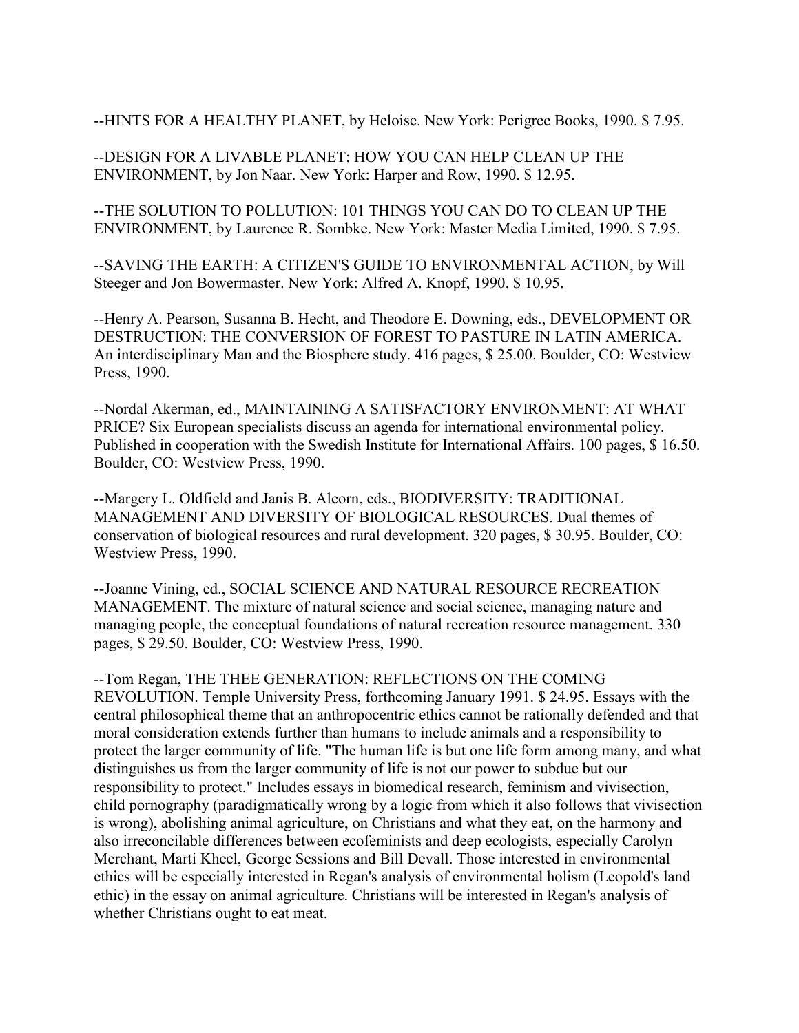--HINTS FOR A HEALTHY PLANET, by Heloise. New York: Perigree Books, 1990. $ 7.95.

--DESIGN FOR A LIVABLE PLANET: HOW YOU CAN HELP CLEAN UP THE ENVIRONMENT, by Jon Naar. New York: Harper and Row, 1990. $ 12.95.

--THE SOLUTION TO POLLUTION: 101 THINGS YOU CAN DO TO CLEAN UP THE ENVIRONMENT, by Laurence R. Sombke. New York: Master Media Limited, 1990. $ 7.95.

--SAVING THE EARTH: A CITIZEN'S GUIDE TO ENVIRONMENTAL ACTION, by Will Steeger and Jon Bowermaster. New York: Alfred A. Knopf, 1990. $ 10.95.

--Henry A. Pearson, Susanna B. Hecht, and Theodore E. Downing, eds., DEVELOPMENT OR DESTRUCTION: THE CONVERSION OF FOREST TO PASTURE IN LATIN AMERICA. An interdisciplinary Man and the Biosphere study. 416 pages, $ 25.00. Boulder, CO: Westview Press, 1990.

--Nordal Akerman, ed., MAINTAINING A SATISFACTORY ENVIRONMENT: AT WHAT PRICE? Six European specialists discuss an agenda for international environmental policy. Published in cooperation with the Swedish Institute for International Affairs. 100 pages, $ 16.50. Boulder, CO: Westview Press, 1990.

--Margery L. Oldfield and Janis B. Alcorn, eds., BIODIVERSITY: TRADITIONAL MANAGEMENT AND DIVERSITY OF BIOLOGICAL RESOURCES. Dual themes of conservation of biological resources and rural development. 320 pages, $ 30.95. Boulder, CO: Westview Press, 1990.

--Joanne Vining, ed., SOCIAL SCIENCE AND NATURAL RESOURCE RECREATION MANAGEMENT. The mixture of natural science and social science, managing nature and managing people, the conceptual foundations of natural recreation resource management. 330 pages, $ 29.50. Boulder, CO: Westview Press, 1990.

--Tom Regan, THE THEE GENERATION: REFLECTIONS ON THE COMING REVOLUTION. Temple University Press, forthcoming January 1991. $ 24.95. Essays with the central philosophical theme that an anthropocentric ethics cannot be rationally defended and that moral consideration extends further than humans to include animals and a responsibility to protect the larger community of life. "The human life is but one life form among many, and what distinguishes us from the larger community of life is not our power to subdue but our responsibility to protect." Includes essays in biomedical research, feminism and vivisection, child pornography (paradigmatically wrong by a logic from which it also follows that vivisection is wrong), abolishing animal agriculture, on Christians and what they eat, on the harmony and also irreconcilable differences between ecofeminists and deep ecologists, especially Carolyn Merchant, Marti Kheel, George Sessions and Bill Devall. Those interested in environmental ethics will be especially interested in Regan's analysis of environmental holism (Leopold's land ethic) in the essay on animal agriculture. Christians will be interested in Regan's analysis of whether Christians ought to eat meat.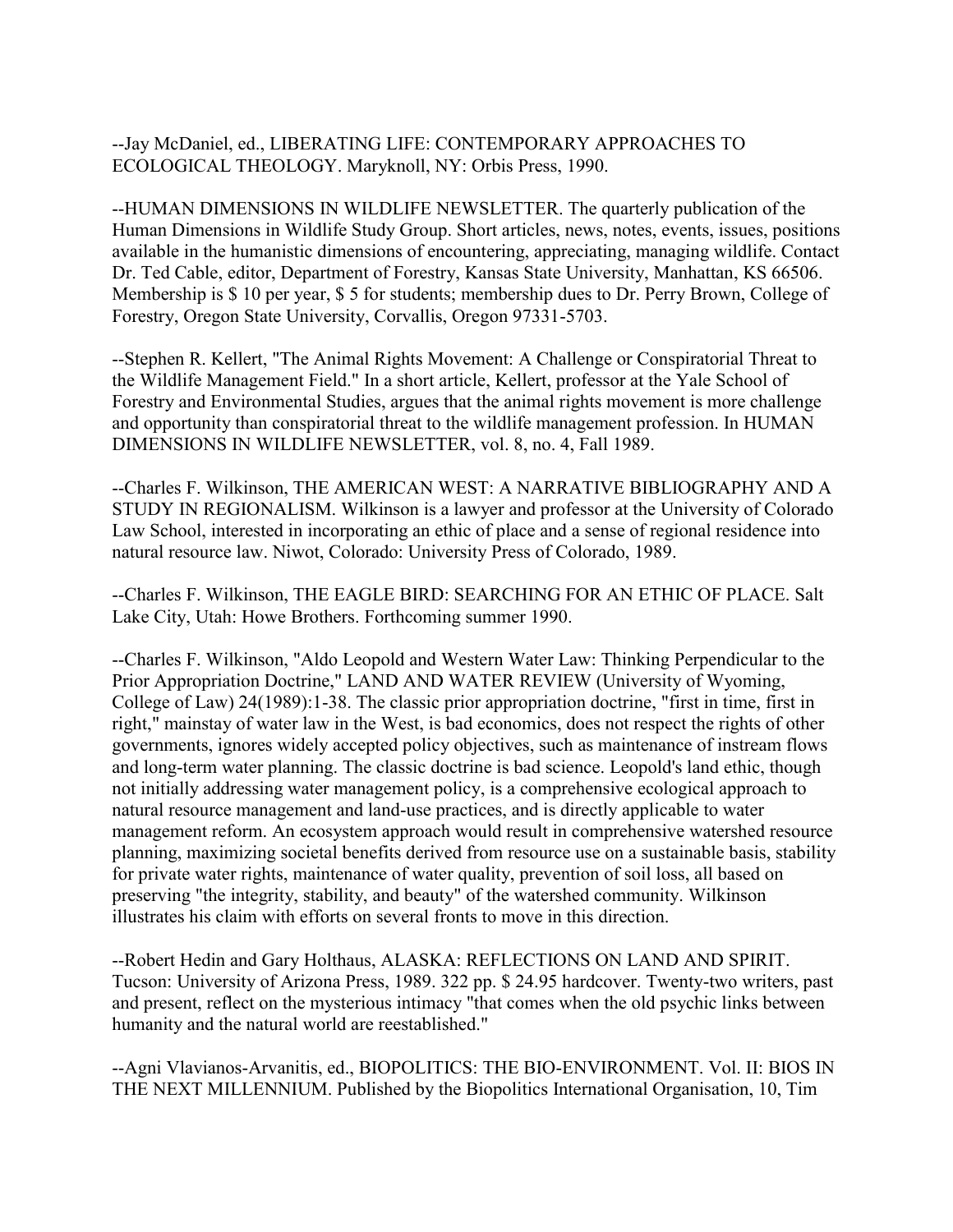--Jay McDaniel, ed., LIBERATING LIFE: CONTEMPORARY APPROACHES TO ECOLOGICAL THEOLOGY. Maryknoll, NY: Orbis Press, 1990.

--HUMAN DIMENSIONS IN WILDLIFE NEWSLETTER. The quarterly publication of the Human Dimensions in Wildlife Study Group. Short articles, news, notes, events, issues, positions available in the humanistic dimensions of encountering, appreciating, managing wildlife. Contact Dr. Ted Cable, editor, Department of Forestry, Kansas State University, Manhattan, KS 66506. Membership is $ 10 per year, $ 5 for students; membership dues to Dr. Perry Brown, College of Forestry, Oregon State University, Corvallis, Oregon 97331-5703.

--Stephen R. Kellert, "The Animal Rights Movement: A Challenge or Conspiratorial Threat to the Wildlife Management Field." In a short article, Kellert, professor at the Yale School of Forestry and Environmental Studies, argues that the animal rights movement is more challenge and opportunity than conspiratorial threat to the wildlife management profession. In HUMAN DIMENSIONS IN WILDLIFE NEWSLETTER, vol. 8, no. 4, Fall 1989.

--Charles F. Wilkinson, THE AMERICAN WEST: A NARRATIVE BIBLIOGRAPHY AND A STUDY IN REGIONALISM. Wilkinson is a lawyer and professor at the University of Colorado Law School, interested in incorporating an ethic of place and a sense of regional residence into natural resource law. Niwot, Colorado: University Press of Colorado, 1989.

--Charles F. Wilkinson, THE EAGLE BIRD: SEARCHING FOR AN ETHIC OF PLACE. Salt Lake City, Utah: Howe Brothers. Forthcoming summer 1990.

--Charles F. Wilkinson, "Aldo Leopold and Western Water Law: Thinking Perpendicular to the Prior Appropriation Doctrine," LAND AND WATER REVIEW (University of Wyoming, College of Law) 24(1989):1-38. The classic prior appropriation doctrine, "first in time, first in right," mainstay of water law in the West, is bad economics, does not respect the rights of other governments, ignores widely accepted policy objectives, such as maintenance of instream flows and long-term water planning. The classic doctrine is bad science. Leopold's land ethic, though not initially addressing water management policy, is a comprehensive ecological approach to natural resource management and land-use practices, and is directly applicable to water management reform. An ecosystem approach would result in comprehensive watershed resource planning, maximizing societal benefits derived from resource use on a sustainable basis, stability for private water rights, maintenance of water quality, prevention of soil loss, all based on preserving "the integrity, stability, and beauty" of the watershed community. Wilkinson illustrates his claim with efforts on several fronts to move in this direction.

--Robert Hedin and Gary Holthaus, ALASKA: REFLECTIONS ON LAND AND SPIRIT. Tucson: University of Arizona Press, 1989. 322 pp. $ 24.95 hardcover. Twenty-two writers, past and present, reflect on the mysterious intimacy "that comes when the old psychic links between humanity and the natural world are reestablished."

--Agni Vlavianos-Arvanitis, ed., BIOPOLITICS: THE BIO-ENVIRONMENT. Vol. II: BIOS IN THE NEXT MILLENNIUM. Published by the Biopolitics International Organisation, 10, Tim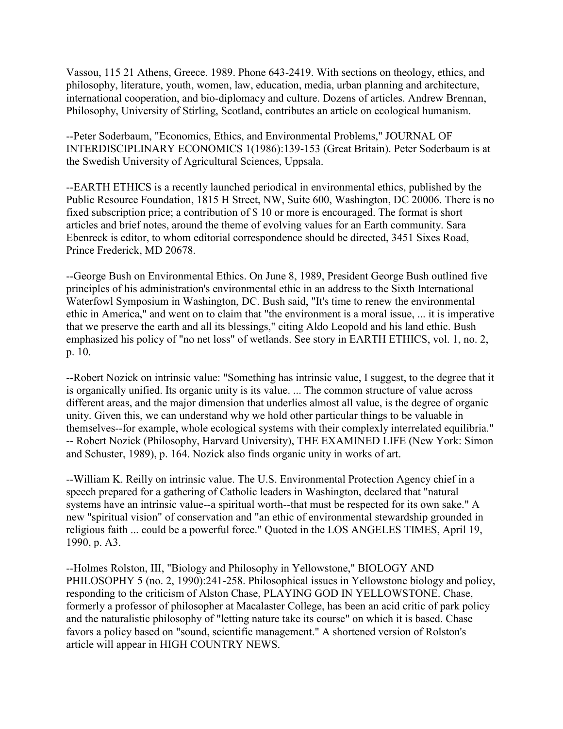Vassou, 115 21 Athens, Greece. 1989. Phone 643-2419. With sections on theology, ethics, and philosophy, literature, youth, women, law, education, media, urban planning and architecture, international cooperation, and bio-diplomacy and culture. Dozens of articles. Andrew Brennan, Philosophy, University of Stirling, Scotland, contributes an article on ecological humanism.

--Peter Soderbaum, "Economics, Ethics, and Environmental Problems," JOURNAL OF INTERDISCIPLINARY ECONOMICS 1(1986):139-153 (Great Britain). Peter Soderbaum is at the Swedish University of Agricultural Sciences, Uppsala.

--EARTH ETHICS is a recently launched periodical in environmental ethics, published by the Public Resource Foundation, 1815 H Street, NW, Suite 600, Washington, DC 20006. There is no fixed subscription price; a contribution of $ 10 or more is encouraged. The format is short articles and brief notes, around the theme of evolving values for an Earth community. Sara Ebenreck is editor, to whom editorial correspondence should be directed, 3451 Sixes Road, Prince Frederick, MD 20678.

--George Bush on Environmental Ethics. On June 8, 1989, President George Bush outlined five principles of his administration's environmental ethic in an address to the Sixth International Waterfowl Symposium in Washington, DC. Bush said, "It's time to renew the environmental ethic in America," and went on to claim that "the environment is a moral issue, ... it is imperative that we preserve the earth and all its blessings," citing Aldo Leopold and his land ethic. Bush emphasized his policy of "no net loss" of wetlands. See story in EARTH ETHICS, vol. 1, no. 2, p. 10.

--Robert Nozick on intrinsic value: "Something has intrinsic value, I suggest, to the degree that it is organically unified. Its organic unity is its value. ... The common structure of value across different areas, and the major dimension that underlies almost all value, is the degree of organic unity. Given this, we can understand why we hold other particular things to be valuable in themselves--for example, whole ecological systems with their complexly interrelated equilibria." -- Robert Nozick (Philosophy, Harvard University), THE EXAMINED LIFE (New York: Simon and Schuster, 1989), p. 164. Nozick also finds organic unity in works of art.

--William K. Reilly on intrinsic value. The U.S. Environmental Protection Agency chief in a speech prepared for a gathering of Catholic leaders in Washington, declared that "natural systems have an intrinsic value--a spiritual worth--that must be respected for its own sake." A new "spiritual vision" of conservation and "an ethic of environmental stewardship grounded in religious faith ... could be a powerful force." Quoted in the LOS ANGELES TIMES, April 19, 1990, p. A3.

--Holmes Rolston, III, "Biology and Philosophy in Yellowstone," BIOLOGY AND PHILOSOPHY 5 (no. 2, 1990):241-258. Philosophical issues in Yellowstone biology and policy, responding to the criticism of Alston Chase, PLAYING GOD IN YELLOWSTONE. Chase, formerly a professor of philosopher at Macalaster College, has been an acid critic of park policy and the naturalistic philosophy of "letting nature take its course" on which it is based. Chase favors a policy based on "sound, scientific management." A shortened version of Rolston's article will appear in HIGH COUNTRY NEWS.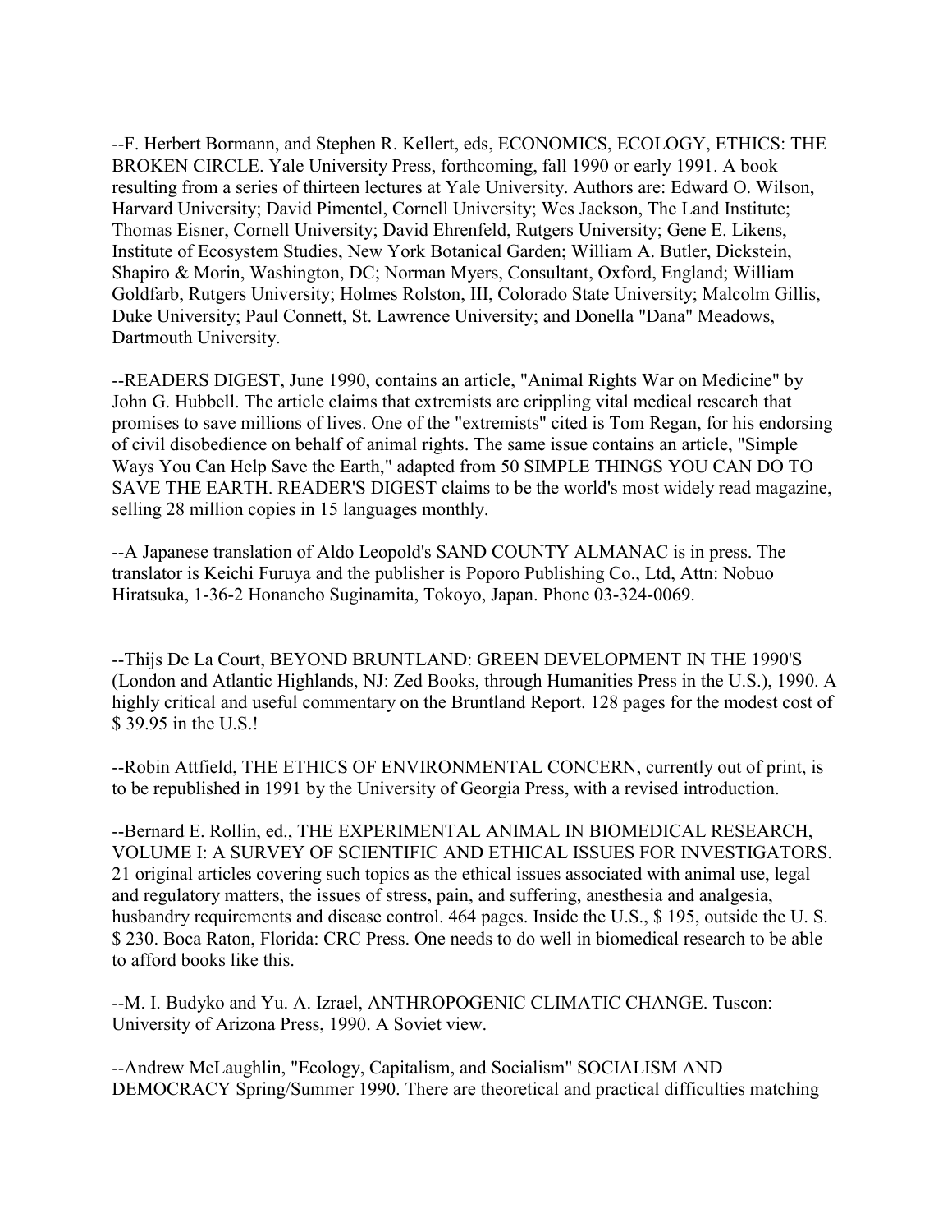--F. Herbert Bormann, and Stephen R. Kellert, eds, ECONOMICS, ECOLOGY, ETHICS: THE BROKEN CIRCLE. Yale University Press, forthcoming, fall 1990 or early 1991. A book resulting from a series of thirteen lectures at Yale University. Authors are: Edward O. Wilson, Harvard University; David Pimentel, Cornell University; Wes Jackson, The Land Institute; Thomas Eisner, Cornell University; David Ehrenfeld, Rutgers University; Gene E. Likens, Institute of Ecosystem Studies, New York Botanical Garden; William A. Butler, Dickstein, Shapiro & Morin, Washington, DC; Norman Myers, Consultant, Oxford, England; William Goldfarb, Rutgers University; Holmes Rolston, III, Colorado State University; Malcolm Gillis, Duke University; Paul Connett, St. Lawrence University; and Donella "Dana" Meadows, Dartmouth University.

--READERS DIGEST, June 1990, contains an article, "Animal Rights War on Medicine" by John G. Hubbell. The article claims that extremists are crippling vital medical research that promises to save millions of lives. One of the "extremists" cited is Tom Regan, for his endorsing of civil disobedience on behalf of animal rights. The same issue contains an article, "Simple Ways You Can Help Save the Earth," adapted from 50 SIMPLE THINGS YOU CAN DO TO SAVE THE EARTH. READER'S DIGEST claims to be the world's most widely read magazine, selling 28 million copies in 15 languages monthly.

--A Japanese translation of Aldo Leopold's SAND COUNTY ALMANAC is in press. The translator is Keichi Furuya and the publisher is Poporo Publishing Co., Ltd, Attn: Nobuo Hiratsuka, 1-36-2 Honancho Suginamita, Tokoyo, Japan. Phone 03-324-0069.

--Thijs De La Court, BEYOND BRUNTLAND: GREEN DEVELOPMENT IN THE 1990'S (London and Atlantic Highlands, NJ: Zed Books, through Humanities Press in the U.S.), 1990. A highly critical and useful commentary on the Bruntland Report. 128 pages for the modest cost of $ 39.95 in the U.S.!

--Robin Attfield, THE ETHICS OF ENVIRONMENTAL CONCERN, currently out of print, is to be republished in 1991 by the University of Georgia Press, with a revised introduction.

--Bernard E. Rollin, ed., THE EXPERIMENTAL ANIMAL IN BIOMEDICAL RESEARCH, VOLUME I: A SURVEY OF SCIENTIFIC AND ETHICAL ISSUES FOR INVESTIGATORS. 21 original articles covering such topics as the ethical issues associated with animal use, legal and regulatory matters, the issues of stress, pain, and suffering, anesthesia and analgesia, husbandry requirements and disease control. 464 pages. Inside the U.S., $ 195, outside the U. S. $ 230. Boca Raton, Florida: CRC Press. One needs to do well in biomedical research to be able to afford books like this.

--M. I. Budyko and Yu. A. Izrael, ANTHROPOGENIC CLIMATIC CHANGE. Tuscon: University of Arizona Press, 1990. A Soviet view.

--Andrew McLaughlin, "Ecology, Capitalism, and Socialism" SOCIALISM AND DEMOCRACY Spring/Summer 1990. There are theoretical and practical difficulties matching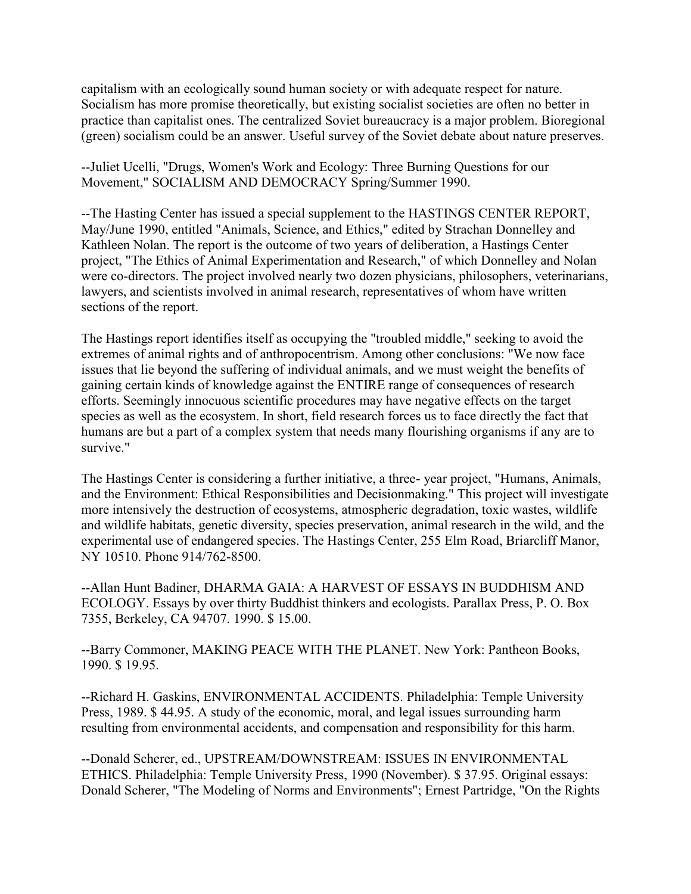capitalism with an ecologically sound human society or with adequate respect for nature. Socialism has more promise theoretically, but existing socialist societies are often no better in practice than capitalist ones. The centralized Soviet bureaucracy is a major problem. Bioregional (green) socialism could be an answer. Useful survey of the Soviet debate about nature preserves.

--Juliet Ucelli, "Drugs, Women's Work and Ecology: Three Burning Questions for our Movement," SOCIALISM AND DEMOCRACY Spring/Summer 1990.

--The Hasting Center has issued a special supplement to the HASTINGS CENTER REPORT, May/June 1990, entitled "Animals, Science, and Ethics," edited by Strachan Donnelley and Kathleen Nolan. The report is the outcome of two years of deliberation, a Hastings Center project, "The Ethics of Animal Experimentation and Research," of which Donnelley and Nolan were co-directors. The project involved nearly two dozen physicians, philosophers, veterinarians, lawyers, and scientists involved in animal research, representatives of whom have written sections of the report.

The Hastings report identifies itself as occupying the "troubled middle," seeking to avoid the extremes of animal rights and of anthropocentrism. Among other conclusions: "We now face issues that lie beyond the suffering of individual animals, and we must weight the benefits of gaining certain kinds of knowledge against the ENTIRE range of consequences of research efforts. Seemingly innocuous scientific procedures may have negative effects on the target species as well as the ecosystem. In short, field research forces us to face directly the fact that humans are but a part of a complex system that needs many flourishing organisms if any are to survive."

The Hastings Center is considering a further initiative, a three- year project, "Humans, Animals, and the Environment: Ethical Responsibilities and Decisionmaking." This project will investigate more intensively the destruction of ecosystems, atmospheric degradation, toxic wastes, wildlife and wildlife habitats, genetic diversity, species preservation, animal research in the wild, and the experimental use of endangered species. The Hastings Center, 255 Elm Road, Briarcliff Manor, NY 10510. Phone 914/762-8500.

--Allan Hunt Badiner, DHARMA GAIA: A HARVEST OF ESSAYS IN BUDDHISM AND ECOLOGY. Essays by over thirty Buddhist thinkers and ecologists. Parallax Press, P. O. Box 7355, Berkeley, CA 94707. 1990. $ 15.00.

--Barry Commoner, MAKING PEACE WITH THE PLANET. New York: Pantheon Books, 1990. $ 19.95.

--Richard H. Gaskins, ENVIRONMENTAL ACCIDENTS. Philadelphia: Temple University Press, 1989. $ 44.95. A study of the economic, moral, and legal issues surrounding harm resulting from environmental accidents, and compensation and responsibility for this harm.

--Donald Scherer, ed., UPSTREAM/DOWNSTREAM: ISSUES IN ENVIRONMENTAL ETHICS. Philadelphia: Temple University Press, 1990 (November). $ 37.95. Original essays: Donald Scherer, "The Modeling of Norms and Environments"; Ernest Partridge, "On the Rights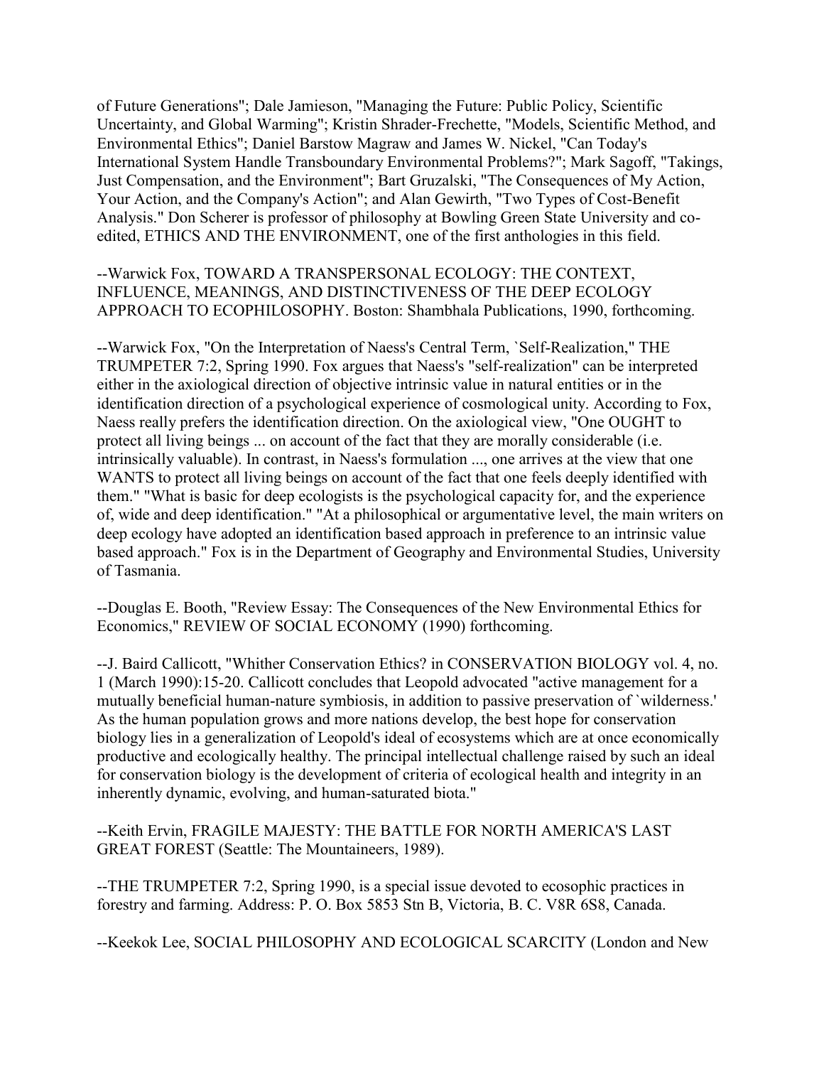of Future Generations"; Dale Jamieson, "Managing the Future: Public Policy, Scientific Uncertainty, and Global Warming"; Kristin Shrader-Frechette, "Models, Scientific Method, and Environmental Ethics"; Daniel Barstow Magraw and James W. Nickel, "Can Today's International System Handle Transboundary Environmental Problems?"; Mark Sagoff, "Takings, Just Compensation, and the Environment"; Bart Gruzalski, "The Consequences of My Action, Your Action, and the Company's Action"; and Alan Gewirth, "Two Types of Cost-Benefit Analysis." Don Scherer is professor of philosophy at Bowling Green State University and co-edited, ETHICS AND THE ENVIRONMENT, one of the first anthologies in this field.

--Warwick Fox, TOWARD A TRANSPERSONAL ECOLOGY: THE CONTEXT, INFLUENCE, MEANINGS, AND DISTINCTIVENESS OF THE DEEP ECOLOGY APPROACH TO ECOPHILOSOPHY. Boston: Shambhala Publications, 1990, forthcoming.

--Warwick Fox, "On the Interpretation of Naess's Central Term, `Self-Realization," THE TRUMPETER 7:2, Spring 1990. Fox argues that Naess's "self-realization" can be interpreted either in the axiological direction of objective intrinsic value in natural entities or in the identification direction of a psychological experience of cosmological unity. According to Fox, Naess really prefers the identification direction. On the axiological view, "One OUGHT to protect all living beings ... on account of the fact that they are morally considerable (i.e. intrinsically valuable). In contrast, in Naess's formulation ..., one arrives at the view that one WANTS to protect all living beings on account of the fact that one feels deeply identified with them." "What is basic for deep ecologists is the psychological capacity for, and the experience of, wide and deep identification." "At a philosophical or argumentative level, the main writers on deep ecology have adopted an identification based approach in preference to an intrinsic value based approach." Fox is in the Department of Geography and Environmental Studies, University of Tasmania.

--Douglas E. Booth, "Review Essay: The Consequences of the New Environmental Ethics for Economics," REVIEW OF SOCIAL ECONOMY (1990) forthcoming.

--J. Baird Callicott, "Whither Conservation Ethics? in CONSERVATION BIOLOGY vol. 4, no. 1 (March 1990):15-20. Callicott concludes that Leopold advocated "active management for a mutually beneficial human-nature symbiosis, in addition to passive preservation of `wilderness.' As the human population grows and more nations develop, the best hope for conservation biology lies in a generalization of Leopold's ideal of ecosystems which are at once economically productive and ecologically healthy. The principal intellectual challenge raised by such an ideal for conservation biology is the development of criteria of ecological health and integrity in an inherently dynamic, evolving, and human-saturated biota."

--Keith Ervin, FRAGILE MAJESTY: THE BATTLE FOR NORTH AMERICA'S LAST GREAT FOREST (Seattle: The Mountaineers, 1989).

--THE TRUMPETER 7:2, Spring 1990, is a special issue devoted to ecosophic practices in forestry and farming. Address: P. O. Box 5853 Stn B, Victoria, B. C. V8R 6S8, Canada.

--Keekok Lee, SOCIAL PHILOSOPHY AND ECOLOGICAL SCARCITY (London and New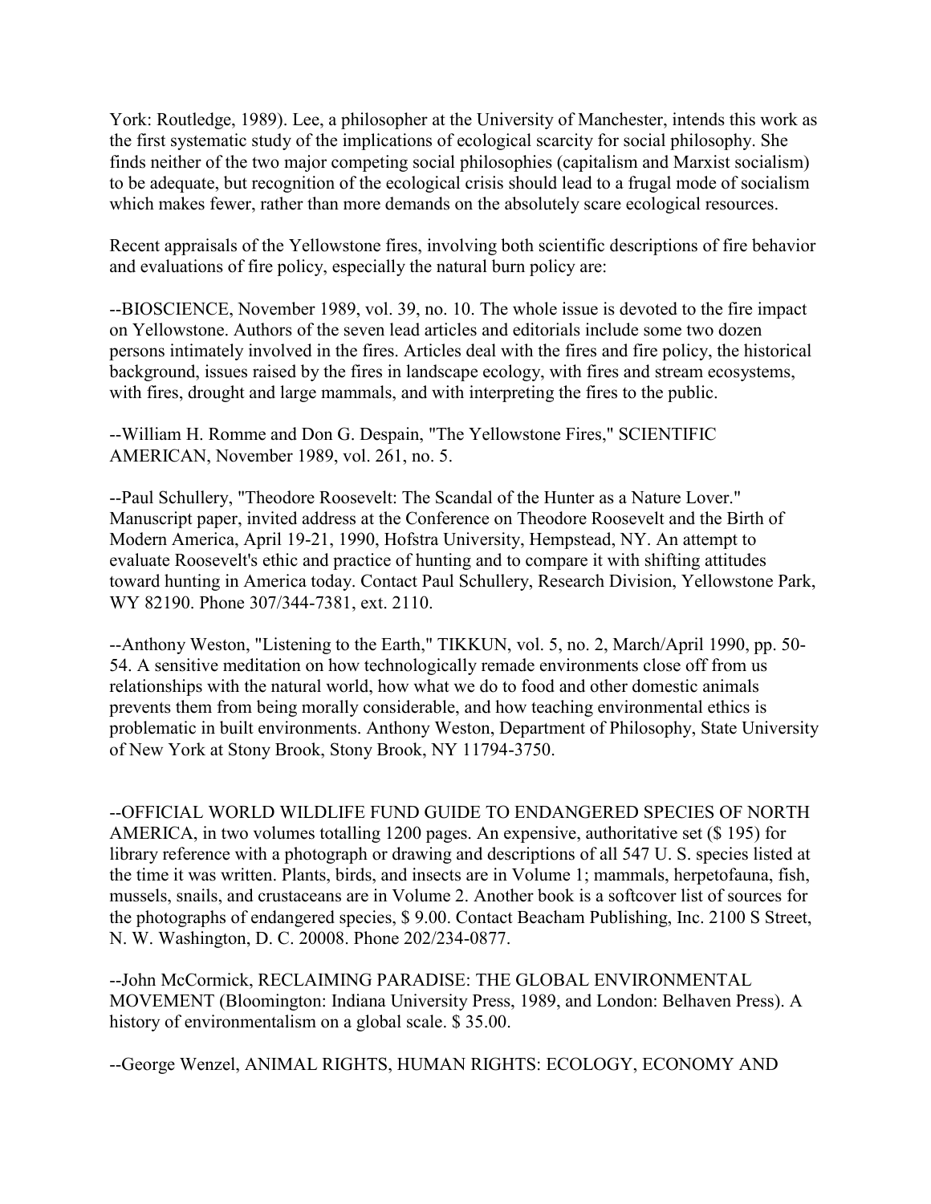York: Routledge, 1989). Lee, a philosopher at the University of Manchester, intends this work as the first systematic study of the implications of ecological scarcity for social philosophy. She finds neither of the two major competing social philosophies (capitalism and Marxist socialism) to be adequate, but recognition of the ecological crisis should lead to a frugal mode of socialism which makes fewer, rather than more demands on the absolutely scare ecological resources.

Recent appraisals of the Yellowstone fires, involving both scientific descriptions of fire behavior and evaluations of fire policy, especially the natural burn policy are:

--BIOSCIENCE, November 1989, vol. 39, no. 10. The whole issue is devoted to the fire impact on Yellowstone. Authors of the seven lead articles and editorials include some two dozen persons intimately involved in the fires. Articles deal with the fires and fire policy, the historical background, issues raised by the fires in landscape ecology, with fires and stream ecosystems, with fires, drought and large mammals, and with interpreting the fires to the public.

--William H. Romme and Don G. Despain, "The Yellowstone Fires," SCIENTIFIC AMERICAN, November 1989, vol. 261, no. 5.

--Paul Schullery, "Theodore Roosevelt: The Scandal of the Hunter as a Nature Lover." Manuscript paper, invited address at the Conference on Theodore Roosevelt and the Birth of Modern America, April 19-21, 1990, Hofstra University, Hempstead, NY. An attempt to evaluate Roosevelt's ethic and practice of hunting and to compare it with shifting attitudes toward hunting in America today. Contact Paul Schullery, Research Division, Yellowstone Park, WY 82190. Phone 307/344-7381, ext. 2110.

--Anthony Weston, "Listening to the Earth," TIKKUN, vol. 5, no. 2, March/April 1990, pp. 50-54. A sensitive meditation on how technologically remade environments close off from us relationships with the natural world, how what we do to food and other domestic animals prevents them from being morally considerable, and how teaching environmental ethics is problematic in built environments. Anthony Weston, Department of Philosophy, State University of New York at Stony Brook, Stony Brook, NY 11794-3750.

--OFFICIAL WORLD WILDLIFE FUND GUIDE TO ENDANGERED SPECIES OF NORTH AMERICA, in two volumes totalling 1200 pages. An expensive, authoritative set ($ 195) for library reference with a photograph or drawing and descriptions of all 547 U. S. species listed at the time it was written. Plants, birds, and insects are in Volume 1; mammals, herpetofauna, fish, mussels, snails, and crustaceans are in Volume 2. Another book is a softcover list of sources for the photographs of endangered species, $ 9.00. Contact Beacham Publishing, Inc. 2100 S Street, N. W. Washington, D. C. 20008. Phone 202/234-0877.

--John McCormick, RECLAIMING PARADISE: THE GLOBAL ENVIRONMENTAL MOVEMENT (Bloomington: Indiana University Press, 1989, and London: Belhaven Press). A history of environmentalism on a global scale. $ 35.00.

--George Wenzel, ANIMAL RIGHTS, HUMAN RIGHTS: ECOLOGY, ECONOMY AND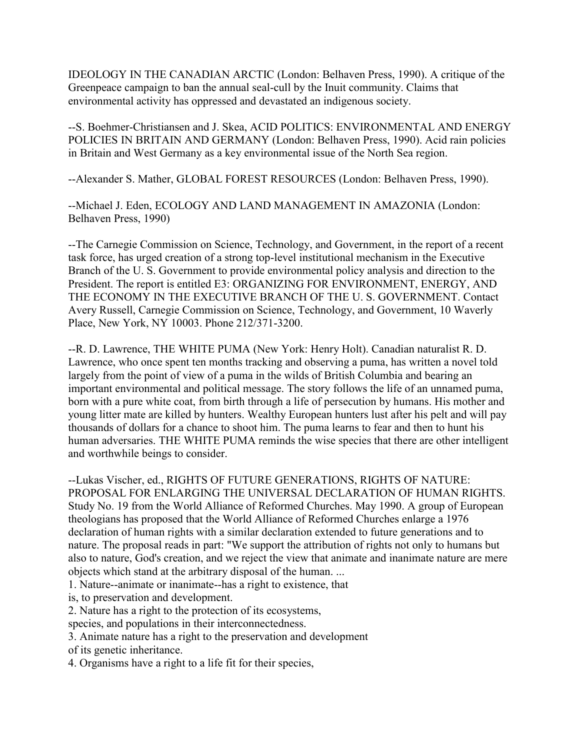IDEOLOGY IN THE CANADIAN ARCTIC (London: Belhaven Press, 1990). A critique of the Greenpeace campaign to ban the annual seal-cull by the Inuit community. Claims that environmental activity has oppressed and devastated an indigenous society.

--S. Boehmer-Christiansen and J. Skea, ACID POLITICS: ENVIRONMENTAL AND ENERGY POLICIES IN BRITAIN AND GERMANY (London: Belhaven Press, 1990). Acid rain policies in Britain and West Germany as a key environmental issue of the North Sea region.

--Alexander S. Mather, GLOBAL FOREST RESOURCES (London: Belhaven Press, 1990).

--Michael J. Eden, ECOLOGY AND LAND MANAGEMENT IN AMAZONIA (London: Belhaven Press, 1990)

--The Carnegie Commission on Science, Technology, and Government, in the report of a recent task force, has urged creation of a strong top-level institutional mechanism in the Executive Branch of the U. S. Government to provide environmental policy analysis and direction to the President. The report is entitled E3: ORGANIZING FOR ENVIRONMENT, ENERGY, AND THE ECONOMY IN THE EXECUTIVE BRANCH OF THE U. S. GOVERNMENT. Contact Avery Russell, Carnegie Commission on Science, Technology, and Government, 10 Waverly Place, New York, NY 10003. Phone 212/371-3200.

--R. D. Lawrence, THE WHITE PUMA (New York: Henry Holt). Canadian naturalist R. D. Lawrence, who once spent ten months tracking and observing a puma, has written a novel told largely from the point of view of a puma in the wilds of British Columbia and bearing an important environmental and political message. The story follows the life of an unnamed puma, born with a pure white coat, from birth through a life of persecution by humans. His mother and young litter mate are killed by hunters. Wealthy European hunters lust after his pelt and will pay thousands of dollars for a chance to shoot him. The puma learns to fear and then to hunt his human adversaries. THE WHITE PUMA reminds the wise species that there are other intelligent and worthwhile beings to consider.

--Lukas Vischer, ed., RIGHTS OF FUTURE GENERATIONS, RIGHTS OF NATURE: PROPOSAL FOR ENLARGING THE UNIVERSAL DECLARATION OF HUMAN RIGHTS. Study No. 19 from the World Alliance of Reformed Churches. May 1990. A group of European theologians has proposed that the World Alliance of Reformed Churches enlarge a 1976 declaration of human rights with a similar declaration extended to future generations and to nature. The proposal reads in part: "We support the attribution of rights not only to humans but also to nature, God's creation, and we reject the view that animate and inanimate nature are mere objects which stand at the arbitrary disposal of the human. ...

1. Nature--animate or inanimate--has a right to existence, that is, to preservation and development.
2. Nature has a right to the protection of its ecosystems, species, and populations in their interconnectedness.
3. Animate nature has a right to the preservation and development of its genetic inheritance.
4. Organisms have a right to a life fit for their species,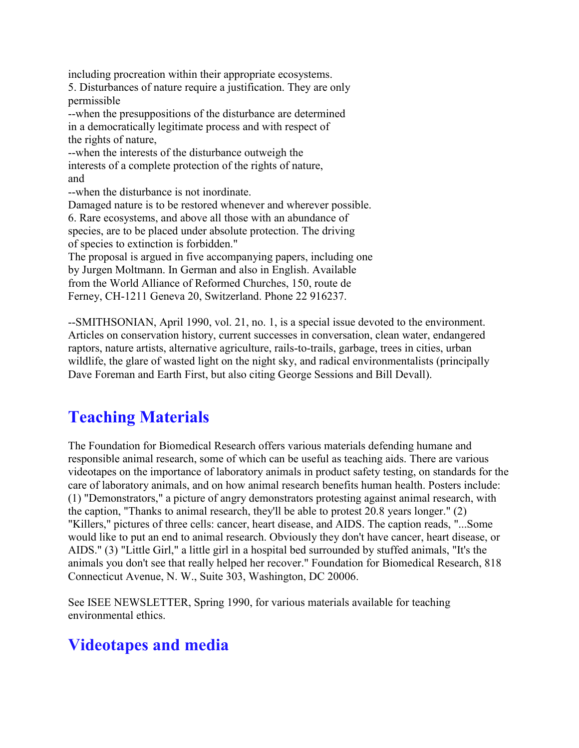including procreation within their appropriate ecosystems.
5. Disturbances of nature require a justification. They are only permissible
--when the presuppositions of the disturbance are determined in a democratically legitimate process and with respect of the rights of nature,
--when the interests of the disturbance outweigh the interests of a complete protection of the rights of nature, and
--when the disturbance is not inordinate.
Damaged nature is to be restored whenever and wherever possible.
6. Rare ecosystems, and above all those with an abundance of species, are to be placed under absolute protection. The driving of species to extinction is forbidden."
The proposal is argued in five accompanying papers, including one by Jurgen Moltmann. In German and also in English. Available from the World Alliance of Reformed Churches, 150, route de Ferney, CH-1211 Geneva 20, Switzerland. Phone 22 916237.

--SMITHSONIAN, April 1990, vol. 21, no. 1, is a special issue devoted to the environment. Articles on conservation history, current successes in conversation, clean water, endangered raptors, nature artists, alternative agriculture, rails-to-trails, garbage, trees in cities, urban wildlife, the glare of wasted light on the night sky, and radical environmentalists (principally Dave Foreman and Earth First, but also citing George Sessions and Bill Devall).

## Teaching Materials

The Foundation for Biomedical Research offers various materials defending humane and responsible animal research, some of which can be useful as teaching aids. There are various videotapes on the importance of laboratory animals in product safety testing, on standards for the care of laboratory animals, and on how animal research benefits human health. Posters include: (1) "Demonstrators," a picture of angry demonstrators protesting against animal research, with the caption, "Thanks to animal research, they'll be able to protest 20.8 years longer." (2) "Killers," pictures of three cells: cancer, heart disease, and AIDS. The caption reads, "...Some would like to put an end to animal research. Obviously they don't have cancer, heart disease, or AIDS." (3) "Little Girl," a little girl in a hospital bed surrounded by stuffed animals, "It's the animals you don't see that really helped her recover." Foundation for Biomedical Research, 818 Connecticut Avenue, N. W., Suite 303, Washington, DC 20006.

See ISEE NEWSLETTER, Spring 1990, for various materials available for teaching environmental ethics.

## Videotapes and media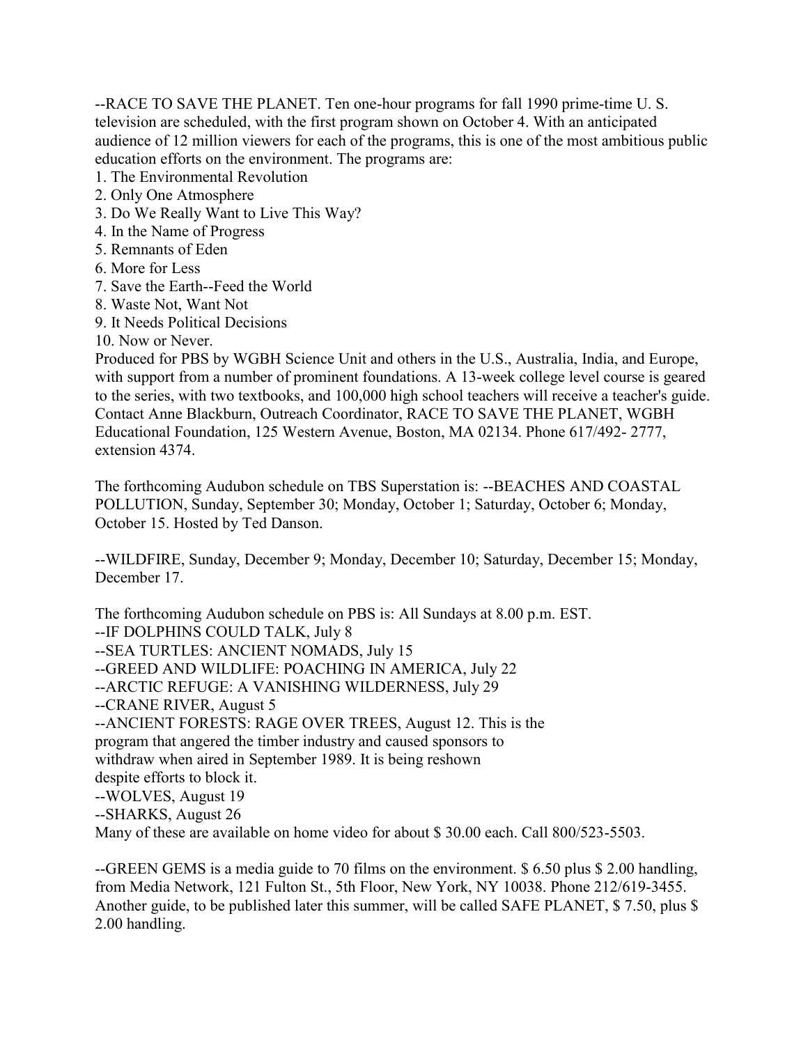--RACE TO SAVE THE PLANET. Ten one-hour programs for fall 1990 prime-time U. S. television are scheduled, with the first program shown on October 4. With an anticipated audience of 12 million viewers for each of the programs, this is one of the most ambitious public education efforts on the environment. The programs are:

1. The Environmental Revolution
2. Only One Atmosphere
3. Do We Really Want to Live This Way?
4. In the Name of Progress
5. Remnants of Eden
6. More for Less
7. Save the Earth--Feed the World
8. Waste Not, Want Not
9. It Needs Political Decisions
10. Now or Never.

Produced for PBS by WGBH Science Unit and others in the U.S., Australia, India, and Europe, with support from a number of prominent foundations. A 13-week college level course is geared to the series, with two textbooks, and 100,000 high school teachers will receive a teacher's guide. Contact Anne Blackburn, Outreach Coordinator, RACE TO SAVE THE PLANET, WGBH Educational Foundation, 125 Western Avenue, Boston, MA 02134. Phone 617/492- 2777, extension 4374.

The forthcoming Audubon schedule on TBS Superstation is: --BEACHES AND COASTAL POLLUTION, Sunday, September 30; Monday, October 1; Saturday, October 6; Monday, October 15. Hosted by Ted Danson.

--WILDFIRE, Sunday, December 9; Monday, December 10; Saturday, December 15; Monday, December 17.

The forthcoming Audubon schedule on PBS is: All Sundays at 8.00 p.m. EST.

--IF DOLPHINS COULD TALK, July 8

--SEA TURTLES: ANCIENT NOMADS, July 15

--GREED AND WILDLIFE: POACHING IN AMERICA, July 22

--ARCTIC REFUGE: A VANISHING WILDERNESS, July 29

--CRANE RIVER, August 5

--ANCIENT FORESTS: RAGE OVER TREES, August 12. This is the program that angered the timber industry and caused sponsors to withdraw when aired in September 1989. It is being reshown despite efforts to block it.

--WOLVES, August 19

--SHARKS, August 26

Many of these are available on home video for about $ 30.00 each. Call 800/523-5503.

--GREEN GEMS is a media guide to 70 films on the environment. $ 6.50 plus $ 2.00 handling, from Media Network, 121 Fulton St., 5th Floor, New York, NY 10038. Phone 212/619-3455. Another guide, to be published later this summer, will be called SAFE PLANET, $ 7.50, plus $ 2.00 handling.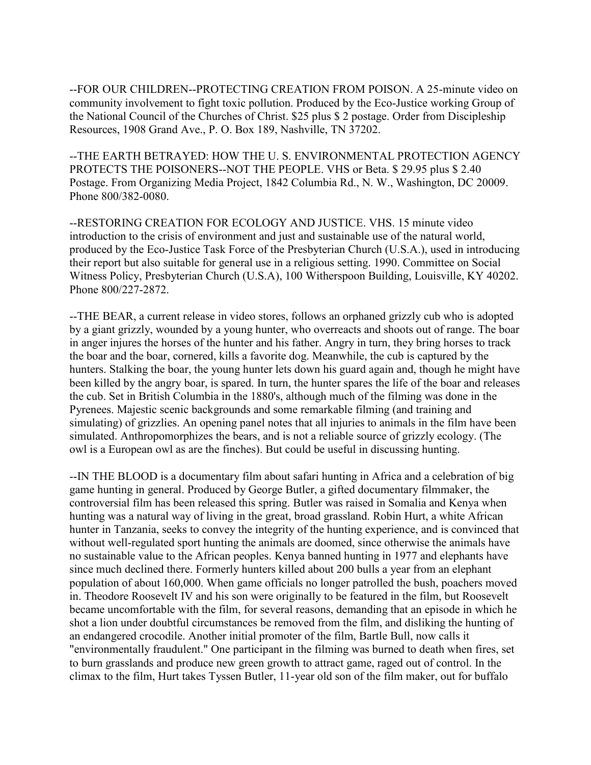--FOR OUR CHILDREN--PROTECTING CREATION FROM POISON. A 25-minute video on community involvement to fight toxic pollution. Produced by the Eco-Justice working Group of the National Council of the Churches of Christ. $25 plus $ 2 postage. Order from Discipleship Resources, 1908 Grand Ave., P. O. Box 189, Nashville, TN 37202.

--THE EARTH BETRAYED: HOW THE U. S. ENVIRONMENTAL PROTECTION AGENCY PROTECTS THE POISONERS--NOT THE PEOPLE. VHS or Beta. $ 29.95 plus $ 2.40 Postage. From Organizing Media Project, 1842 Columbia Rd., N. W., Washington, DC 20009. Phone 800/382-0080.

--RESTORING CREATION FOR ECOLOGY AND JUSTICE. VHS. 15 minute video introduction to the crisis of environment and just and sustainable use of the natural world, produced by the Eco-Justice Task Force of the Presbyterian Church (U.S.A.), used in introducing their report but also suitable for general use in a religious setting. 1990. Committee on Social Witness Policy, Presbyterian Church (U.S.A), 100 Witherspoon Building, Louisville, KY 40202. Phone 800/227-2872.

--THE BEAR, a current release in video stores, follows an orphaned grizzly cub who is adopted by a giant grizzly, wounded by a young hunter, who overreacts and shoots out of range. The boar in anger injures the horses of the hunter and his father. Angry in turn, they bring horses to track the boar and the boar, cornered, kills a favorite dog. Meanwhile, the cub is captured by the hunters. Stalking the boar, the young hunter lets down his guard again and, though he might have been killed by the angry boar, is spared. In turn, the hunter spares the life of the boar and releases the cub. Set in British Columbia in the 1880's, although much of the filming was done in the Pyrenees. Majestic scenic backgrounds and some remarkable filming (and training and simulating) of grizzlies. An opening panel notes that all injuries to animals in the film have been simulated. Anthropomorphizes the bears, and is not a reliable source of grizzly ecology. (The owl is a European owl as are the finches). But could be useful in discussing hunting.

--IN THE BLOOD is a documentary film about safari hunting in Africa and a celebration of big game hunting in general. Produced by George Butler, a gifted documentary filmmaker, the controversial film has been released this spring. Butler was raised in Somalia and Kenya when hunting was a natural way of living in the great, broad grassland. Robin Hurt, a white African hunter in Tanzania, seeks to convey the integrity of the hunting experience, and is convinced that without well-regulated sport hunting the animals are doomed, since otherwise the animals have no sustainable value to the African peoples. Kenya banned hunting in 1977 and elephants have since much declined there. Formerly hunters killed about 200 bulls a year from an elephant population of about 160,000. When game officials no longer patrolled the bush, poachers moved in. Theodore Roosevelt IV and his son were originally to be featured in the film, but Roosevelt became uncomfortable with the film, for several reasons, demanding that an episode in which he shot a lion under doubtful circumstances be removed from the film, and disliking the hunting of an endangered crocodile. Another initial promoter of the film, Bartle Bull, now calls it "environmentally fraudulent." One participant in the filming was burned to death when fires, set to burn grasslands and produce new green growth to attract game, raged out of control. In the climax to the film, Hurt takes Tyssen Butler, 11-year old son of the film maker, out for buffalo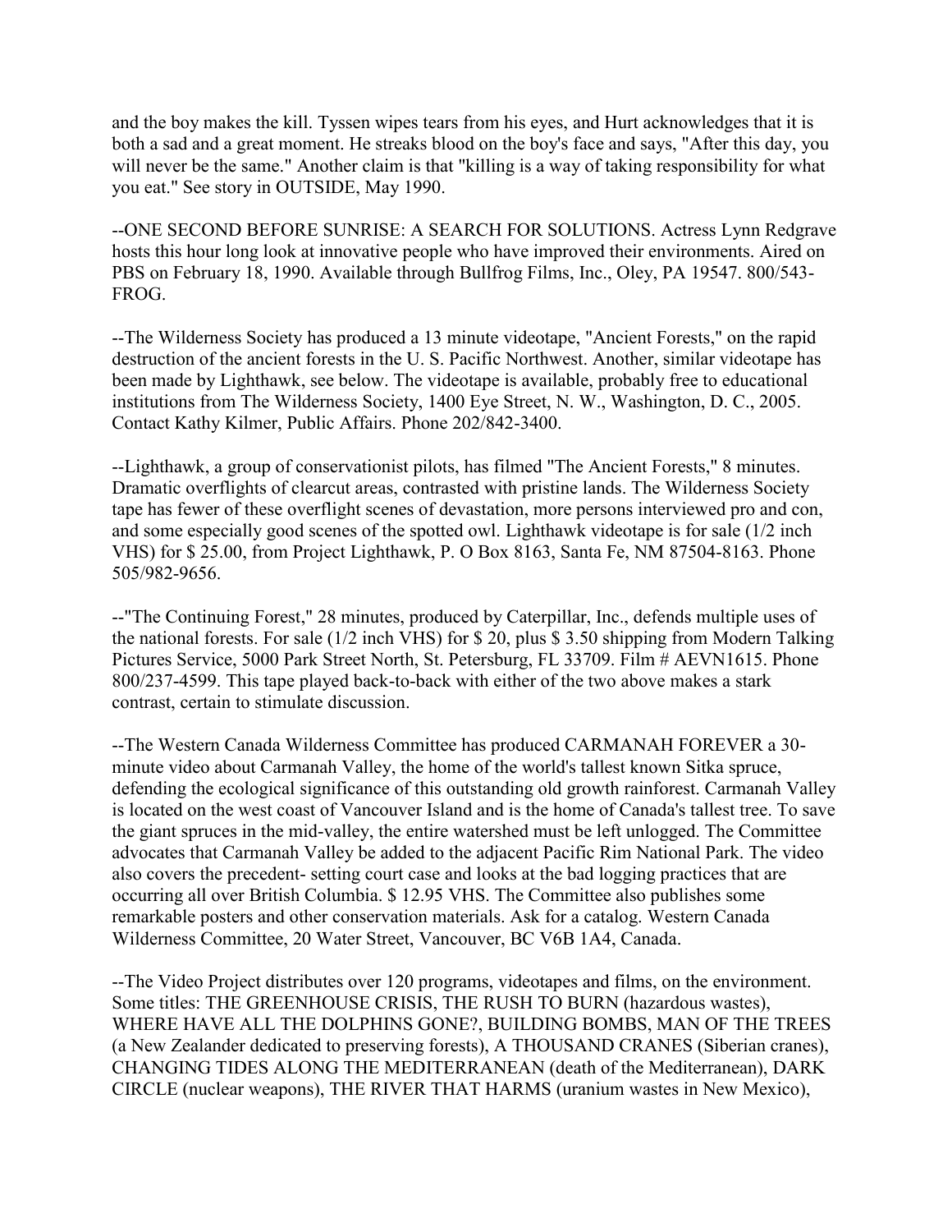and the boy makes the kill. Tyssen wipes tears from his eyes, and Hurt acknowledges that it is both a sad and a great moment. He streaks blood on the boy's face and says, "After this day, you will never be the same." Another claim is that "killing is a way of taking responsibility for what you eat." See story in OUTSIDE, May 1990.

--ONE SECOND BEFORE SUNRISE: A SEARCH FOR SOLUTIONS. Actress Lynn Redgrave hosts this hour long look at innovative people who have improved their environments. Aired on PBS on February 18, 1990. Available through Bullfrog Films, Inc., Oley, PA 19547. 800/543-FROG.

--The Wilderness Society has produced a 13 minute videotape, "Ancient Forests," on the rapid destruction of the ancient forests in the U. S. Pacific Northwest. Another, similar videotape has been made by Lighthawk, see below. The videotape is available, probably free to educational institutions from The Wilderness Society, 1400 Eye Street, N. W., Washington, D. C., 2005. Contact Kathy Kilmer, Public Affairs. Phone 202/842-3400.

--Lighthawk, a group of conservationist pilots, has filmed "The Ancient Forests," 8 minutes. Dramatic overflights of clearcut areas, contrasted with pristine lands. The Wilderness Society tape has fewer of these overflight scenes of devastation, more persons interviewed pro and con, and some especially good scenes of the spotted owl. Lighthawk videotape is for sale (1/2 inch VHS) for $ 25.00, from Project Lighthawk, P. O Box 8163, Santa Fe, NM 87504-8163. Phone 505/982-9656.

--"The Continuing Forest," 28 minutes, produced by Caterpillar, Inc., defends multiple uses of the national forests. For sale (1/2 inch VHS) for $ 20, plus $ 3.50 shipping from Modern Talking Pictures Service, 5000 Park Street North, St. Petersburg, FL 33709. Film # AEVN1615. Phone 800/237-4599. This tape played back-to-back with either of the two above makes a stark contrast, certain to stimulate discussion.

--The Western Canada Wilderness Committee has produced CARMANAH FOREVER a 30-minute video about Carmanah Valley, the home of the world's tallest known Sitka spruce, defending the ecological significance of this outstanding old growth rainforest. Carmanah Valley is located on the west coast of Vancouver Island and is the home of Canada's tallest tree. To save the giant spruces in the mid-valley, the entire watershed must be left unlogged. The Committee advocates that Carmanah Valley be added to the adjacent Pacific Rim National Park. The video also covers the precedent- setting court case and looks at the bad logging practices that are occurring all over British Columbia. $ 12.95 VHS. The Committee also publishes some remarkable posters and other conservation materials. Ask for a catalog. Western Canada Wilderness Committee, 20 Water Street, Vancouver, BC V6B 1A4, Canada.

--The Video Project distributes over 120 programs, videotapes and films, on the environment. Some titles: THE GREENHOUSE CRISIS, THE RUSH TO BURN (hazardous wastes), WHERE HAVE ALL THE DOLPHINS GONE?, BUILDING BOMBS, MAN OF THE TREES (a New Zealander dedicated to preserving forests), A THOUSAND CRANES (Siberian cranes), CHANGING TIDES ALONG THE MEDITERRANEAN (death of the Mediterranean), DARK CIRCLE (nuclear weapons), THE RIVER THAT HARMS (uranium wastes in New Mexico),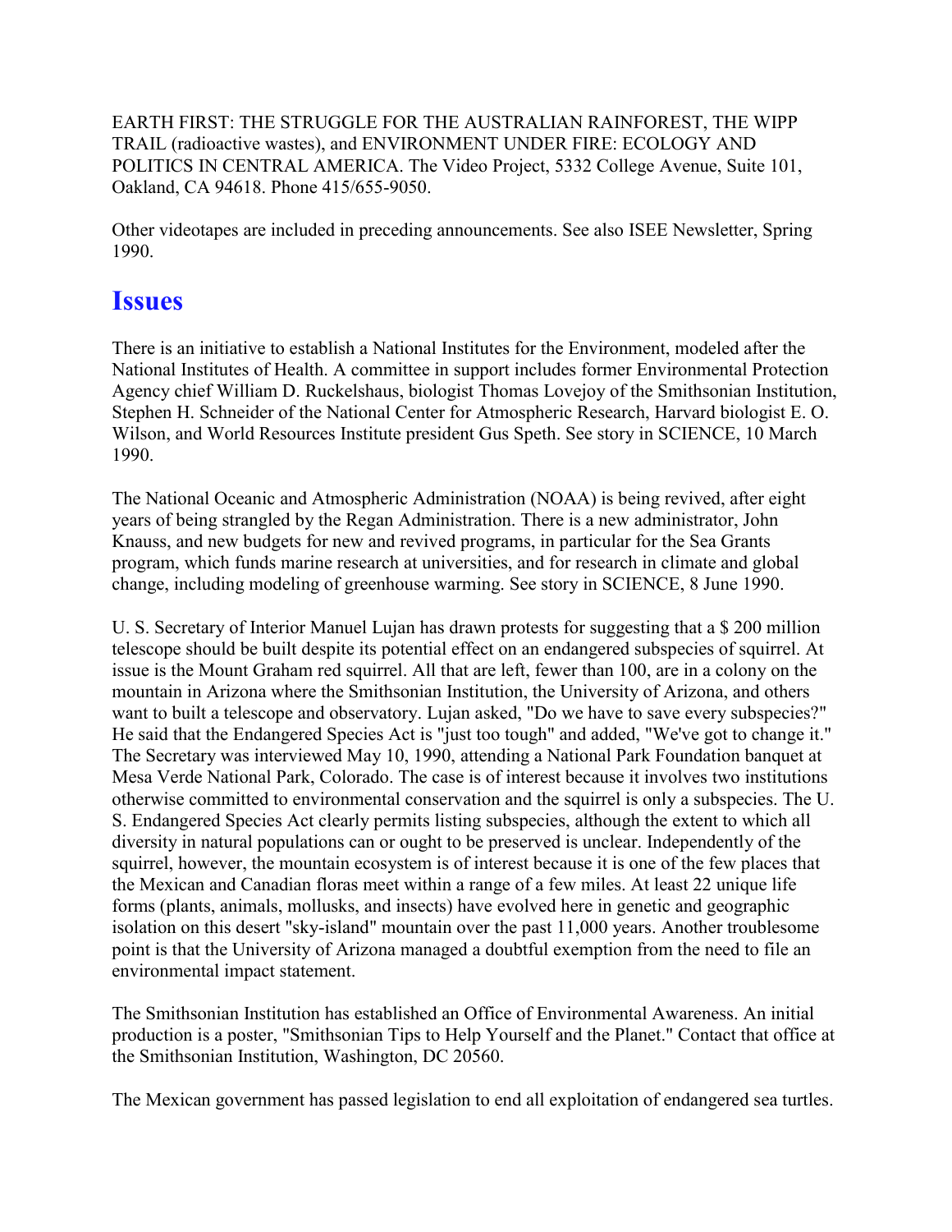EARTH FIRST: THE STRUGGLE FOR THE AUSTRALIAN RAINFOREST, THE WIPP TRAIL (radioactive wastes), and ENVIRONMENT UNDER FIRE: ECOLOGY AND POLITICS IN CENTRAL AMERICA. The Video Project, 5332 College Avenue, Suite 101, Oakland, CA 94618. Phone 415/655-9050.

Other videotapes are included in preceding announcements. See also ISEE Newsletter, Spring 1990.

## Issues

There is an initiative to establish a National Institutes for the Environment, modeled after the National Institutes of Health. A committee in support includes former Environmental Protection Agency chief William D. Ruckelshaus, biologist Thomas Lovejoy of the Smithsonian Institution, Stephen H. Schneider of the National Center for Atmospheric Research, Harvard biologist E. O. Wilson, and World Resources Institute president Gus Speth. See story in SCIENCE, 10 March 1990.

The National Oceanic and Atmospheric Administration (NOAA) is being revived, after eight years of being strangled by the Regan Administration. There is a new administrator, John Knauss, and new budgets for new and revived programs, in particular for the Sea Grants program, which funds marine research at universities, and for research in climate and global change, including modeling of greenhouse warming. See story in SCIENCE, 8 June 1990.

U. S. Secretary of Interior Manuel Lujan has drawn protests for suggesting that a $ 200 million telescope should be built despite its potential effect on an endangered subspecies of squirrel. At issue is the Mount Graham red squirrel. All that are left, fewer than 100, are in a colony on the mountain in Arizona where the Smithsonian Institution, the University of Arizona, and others want to built a telescope and observatory. Lujan asked, "Do we have to save every subspecies?" He said that the Endangered Species Act is "just too tough" and added, "We've got to change it." The Secretary was interviewed May 10, 1990, attending a National Park Foundation banquet at Mesa Verde National Park, Colorado. The case is of interest because it involves two institutions otherwise committed to environmental conservation and the squirrel is only a subspecies. The U. S. Endangered Species Act clearly permits listing subspecies, although the extent to which all diversity in natural populations can or ought to be preserved is unclear. Independently of the squirrel, however, the mountain ecosystem is of interest because it is one of the few places that the Mexican and Canadian floras meet within a range of a few miles. At least 22 unique life forms (plants, animals, mollusks, and insects) have evolved here in genetic and geographic isolation on this desert "sky-island" mountain over the past 11,000 years. Another troublesome point is that the University of Arizona managed a doubtful exemption from the need to file an environmental impact statement.

The Smithsonian Institution has established an Office of Environmental Awareness. An initial production is a poster, "Smithsonian Tips to Help Yourself and the Planet." Contact that office at the Smithsonian Institution, Washington, DC 20560.

The Mexican government has passed legislation to end all exploitation of endangered sea turtles.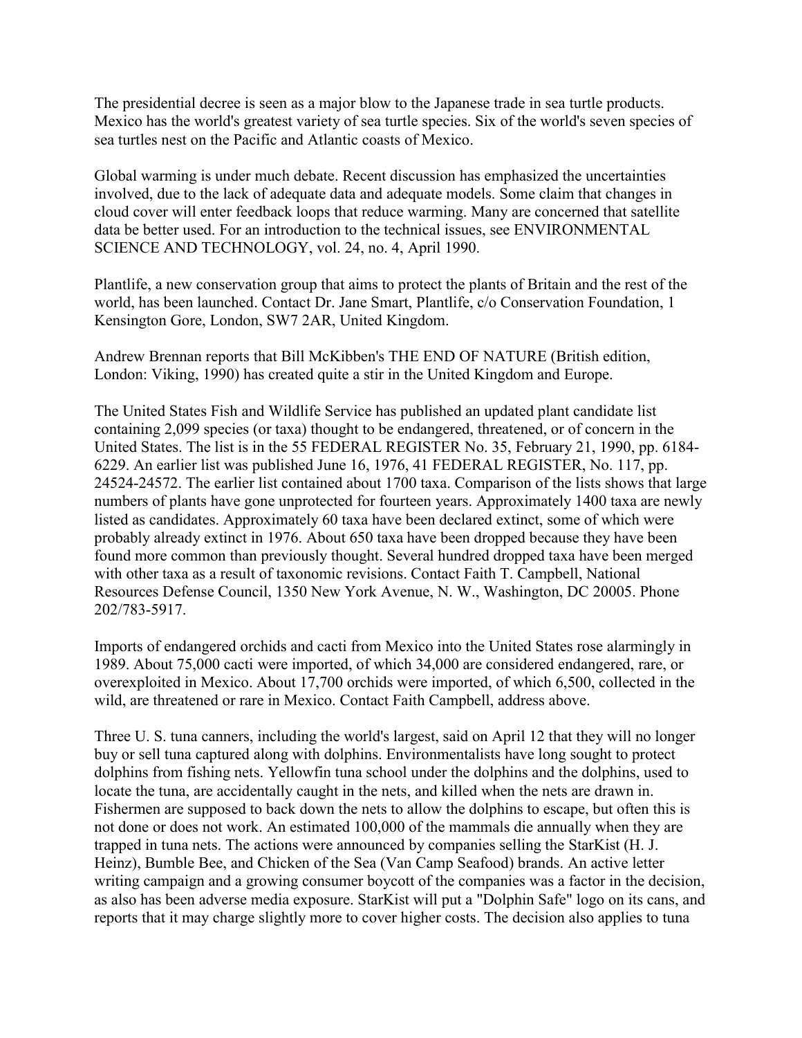The presidential decree is seen as a major blow to the Japanese trade in sea turtle products. Mexico has the world's greatest variety of sea turtle species. Six of the world's seven species of sea turtles nest on the Pacific and Atlantic coasts of Mexico.

Global warming is under much debate. Recent discussion has emphasized the uncertainties involved, due to the lack of adequate data and adequate models. Some claim that changes in cloud cover will enter feedback loops that reduce warming. Many are concerned that satellite data be better used. For an introduction to the technical issues, see ENVIRONMENTAL SCIENCE AND TECHNOLOGY, vol. 24, no. 4, April 1990.

Plantlife, a new conservation group that aims to protect the plants of Britain and the rest of the world, has been launched. Contact Dr. Jane Smart, Plantlife, c/o Conservation Foundation, 1 Kensington Gore, London, SW7 2AR, United Kingdom.

Andrew Brennan reports that Bill McKibben's THE END OF NATURE (British edition, London: Viking, 1990) has created quite a stir in the United Kingdom and Europe.

The United States Fish and Wildlife Service has published an updated plant candidate list containing 2,099 species (or taxa) thought to be endangered, threatened, or of concern in the United States. The list is in the 55 FEDERAL REGISTER No. 35, February 21, 1990, pp. 6184-6229. An earlier list was published June 16, 1976, 41 FEDERAL REGISTER, No. 117, pp. 24524-24572. The earlier list contained about 1700 taxa. Comparison of the lists shows that large numbers of plants have gone unprotected for fourteen years. Approximately 1400 taxa are newly listed as candidates. Approximately 60 taxa have been declared extinct, some of which were probably already extinct in 1976. About 650 taxa have been dropped because they have been found more common than previously thought. Several hundred dropped taxa have been merged with other taxa as a result of taxonomic revisions. Contact Faith T. Campbell, National Resources Defense Council, 1350 New York Avenue, N. W., Washington, DC 20005. Phone 202/783-5917.

Imports of endangered orchids and cacti from Mexico into the United States rose alarmingly in 1989. About 75,000 cacti were imported, of which 34,000 are considered endangered, rare, or overexploited in Mexico. About 17,700 orchids were imported, of which 6,500, collected in the wild, are threatened or rare in Mexico. Contact Faith Campbell, address above.

Three U. S. tuna canners, including the world's largest, said on April 12 that they will no longer buy or sell tuna captured along with dolphins. Environmentalists have long sought to protect dolphins from fishing nets. Yellowfin tuna school under the dolphins and the dolphins, used to locate the tuna, are accidentally caught in the nets, and killed when the nets are drawn in. Fishermen are supposed to back down the nets to allow the dolphins to escape, but often this is not done or does not work. An estimated 100,000 of the mammals die annually when they are trapped in tuna nets. The actions were announced by companies selling the StarKist (H. J. Heinz), Bumble Bee, and Chicken of the Sea (Van Camp Seafood) brands. An active letter writing campaign and a growing consumer boycott of the companies was a factor in the decision, as also has been adverse media exposure. StarKist will put a "Dolphin Safe" logo on its cans, and reports that it may charge slightly more to cover higher costs. The decision also applies to tuna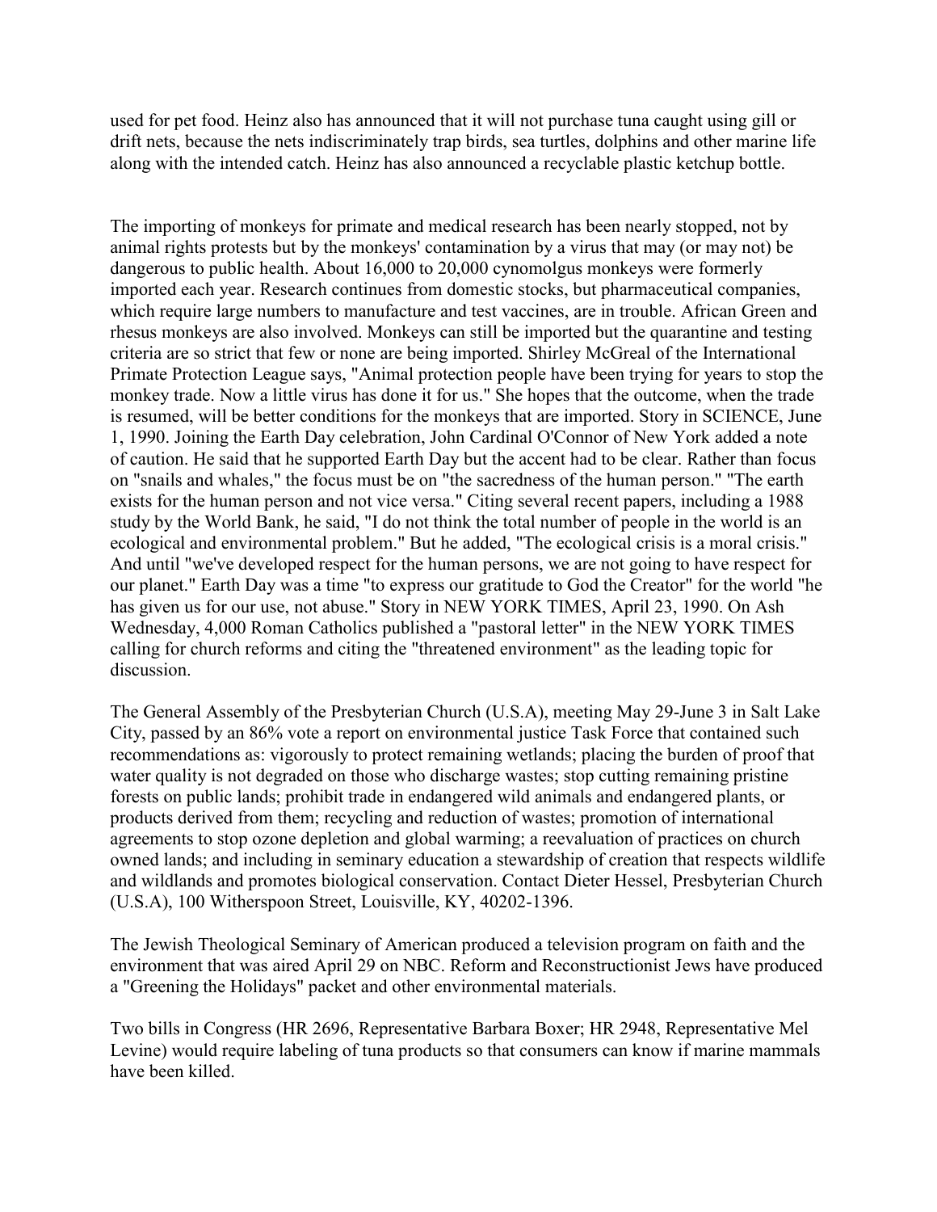used for pet food. Heinz also has announced that it will not purchase tuna caught using gill or drift nets, because the nets indiscriminately trap birds, sea turtles, dolphins and other marine life along with the intended catch. Heinz has also announced a recyclable plastic ketchup bottle.

The importing of monkeys for primate and medical research has been nearly stopped, not by animal rights protests but by the monkeys' contamination by a virus that may (or may not) be dangerous to public health. About 16,000 to 20,000 cynomolgus monkeys were formerly imported each year. Research continues from domestic stocks, but pharmaceutical companies, which require large numbers to manufacture and test vaccines, are in trouble. African Green and rhesus monkeys are also involved. Monkeys can still be imported but the quarantine and testing criteria are so strict that few or none are being imported. Shirley McGreal of the International Primate Protection League says, "Animal protection people have been trying for years to stop the monkey trade. Now a little virus has done it for us." She hopes that the outcome, when the trade is resumed, will be better conditions for the monkeys that are imported. Story in SCIENCE, June 1, 1990. Joining the Earth Day celebration, John Cardinal O'Connor of New York added a note of caution. He said that he supported Earth Day but the accent had to be clear. Rather than focus on "snails and whales," the focus must be on "the sacredness of the human person." "The earth exists for the human person and not vice versa." Citing several recent papers, including a 1988 study by the World Bank, he said, "I do not think the total number of people in the world is an ecological and environmental problem." But he added, "The ecological crisis is a moral crisis." And until "we've developed respect for the human persons, we are not going to have respect for our planet." Earth Day was a time "to express our gratitude to God the Creator" for the world "he has given us for our use, not abuse." Story in NEW YORK TIMES, April 23, 1990. On Ash Wednesday, 4,000 Roman Catholics published a "pastoral letter" in the NEW YORK TIMES calling for church reforms and citing the "threatened environment" as the leading topic for discussion.

The General Assembly of the Presbyterian Church (U.S.A), meeting May 29-June 3 in Salt Lake City, passed by an 86% vote a report on environmental justice Task Force that contained such recommendations as: vigorously to protect remaining wetlands; placing the burden of proof that water quality is not degraded on those who discharge wastes; stop cutting remaining pristine forests on public lands; prohibit trade in endangered wild animals and endangered plants, or products derived from them; recycling and reduction of wastes; promotion of international agreements to stop ozone depletion and global warming; a reevaluation of practices on church owned lands; and including in seminary education a stewardship of creation that respects wildlife and wildlands and promotes biological conservation. Contact Dieter Hessel, Presbyterian Church (U.S.A), 100 Witherspoon Street, Louisville, KY, 40202-1396.

The Jewish Theological Seminary of American produced a television program on faith and the environment that was aired April 29 on NBC. Reform and Reconstructionist Jews have produced a "Greening the Holidays" packet and other environmental materials.

Two bills in Congress (HR 2696, Representative Barbara Boxer; HR 2948, Representative Mel Levine) would require labeling of tuna products so that consumers can know if marine mammals have been killed.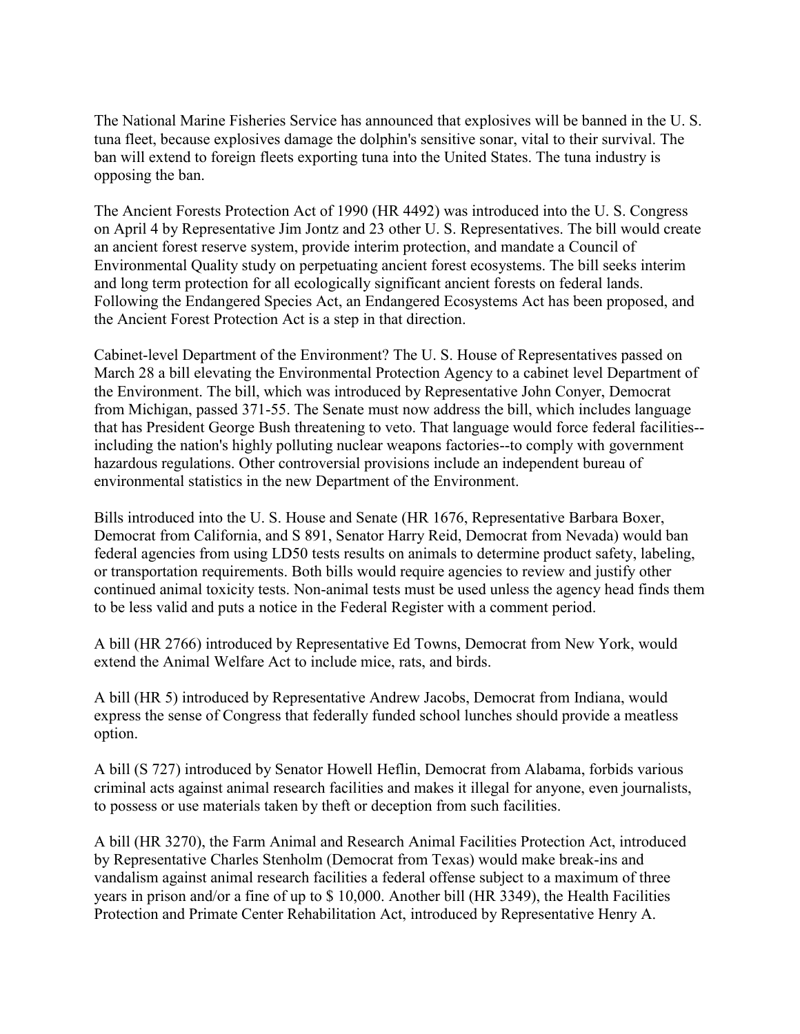The National Marine Fisheries Service has announced that explosives will be banned in the U. S. tuna fleet, because explosives damage the dolphin's sensitive sonar, vital to their survival. The ban will extend to foreign fleets exporting tuna into the United States. The tuna industry is opposing the ban.

The Ancient Forests Protection Act of 1990 (HR 4492) was introduced into the U. S. Congress on April 4 by Representative Jim Jontz and 23 other U. S. Representatives. The bill would create an ancient forest reserve system, provide interim protection, and mandate a Council of Environmental Quality study on perpetuating ancient forest ecosystems. The bill seeks interim and long term protection for all ecologically significant ancient forests on federal lands. Following the Endangered Species Act, an Endangered Ecosystems Act has been proposed, and the Ancient Forest Protection Act is a step in that direction.

Cabinet-level Department of the Environment? The U. S. House of Representatives passed on March 28 a bill elevating the Environmental Protection Agency to a cabinet level Department of the Environment. The bill, which was introduced by Representative John Conyer, Democrat from Michigan, passed 371-55. The Senate must now address the bill, which includes language that has President George Bush threatening to veto. That language would force federal facilities--including the nation's highly polluting nuclear weapons factories--to comply with government hazardous regulations. Other controversial provisions include an independent bureau of environmental statistics in the new Department of the Environment.

Bills introduced into the U. S. House and Senate (HR 1676, Representative Barbara Boxer, Democrat from California, and S 891, Senator Harry Reid, Democrat from Nevada) would ban federal agencies from using LD50 tests results on animals to determine product safety, labeling, or transportation requirements. Both bills would require agencies to review and justify other continued animal toxicity tests. Non-animal tests must be used unless the agency head finds them to be less valid and puts a notice in the Federal Register with a comment period.

A bill (HR 2766) introduced by Representative Ed Towns, Democrat from New York, would extend the Animal Welfare Act to include mice, rats, and birds.

A bill (HR 5) introduced by Representative Andrew Jacobs, Democrat from Indiana, would express the sense of Congress that federally funded school lunches should provide a meatless option.

A bill (S 727) introduced by Senator Howell Heflin, Democrat from Alabama, forbids various criminal acts against animal research facilities and makes it illegal for anyone, even journalists, to possess or use materials taken by theft or deception from such facilities.

A bill (HR 3270), the Farm Animal and Research Animal Facilities Protection Act, introduced by Representative Charles Stenholm (Democrat from Texas) would make break-ins and vandalism against animal research facilities a federal offense subject to a maximum of three years in prison and/or a fine of up to $ 10,000. Another bill (HR 3349), the Health Facilities Protection and Primate Center Rehabilitation Act, introduced by Representative Henry A.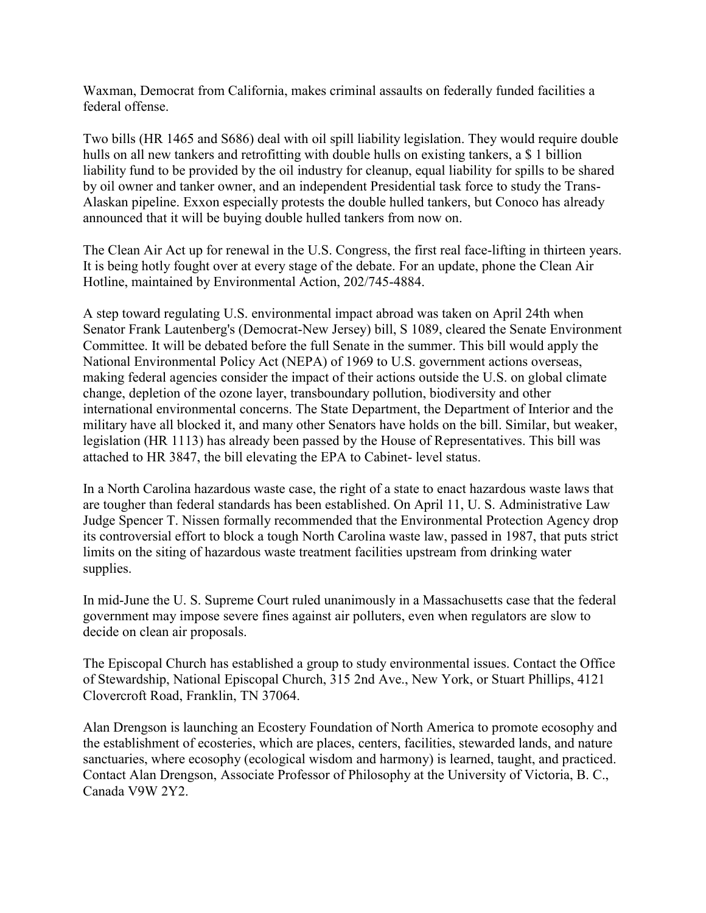Waxman, Democrat from California, makes criminal assaults on federally funded facilities a federal offense.

Two bills (HR 1465 and S686) deal with oil spill liability legislation. They would require double hulls on all new tankers and retrofitting with double hulls on existing tankers, a $ 1 billion liability fund to be provided by the oil industry for cleanup, equal liability for spills to be shared by oil owner and tanker owner, and an independent Presidential task force to study the Trans-Alaskan pipeline. Exxon especially protests the double hulled tankers, but Conoco has already announced that it will be buying double hulled tankers from now on.

The Clean Air Act up for renewal in the U.S. Congress, the first real face-lifting in thirteen years. It is being hotly fought over at every stage of the debate. For an update, phone the Clean Air Hotline, maintained by Environmental Action, 202/745-4884.

A step toward regulating U.S. environmental impact abroad was taken on April 24th when Senator Frank Lautenberg's (Democrat-New Jersey) bill, S 1089, cleared the Senate Environment Committee. It will be debated before the full Senate in the summer. This bill would apply the National Environmental Policy Act (NEPA) of 1969 to U.S. government actions overseas, making federal agencies consider the impact of their actions outside the U.S. on global climate change, depletion of the ozone layer, transboundary pollution, biodiversity and other international environmental concerns. The State Department, the Department of Interior and the military have all blocked it, and many other Senators have holds on the bill. Similar, but weaker, legislation (HR 1113) has already been passed by the House of Representatives. This bill was attached to HR 3847, the bill elevating the EPA to Cabinet- level status.

In a North Carolina hazardous waste case, the right of a state to enact hazardous waste laws that are tougher than federal standards has been established. On April 11, U. S. Administrative Law Judge Spencer T. Nissen formally recommended that the Environmental Protection Agency drop its controversial effort to block a tough North Carolina waste law, passed in 1987, that puts strict limits on the siting of hazardous waste treatment facilities upstream from drinking water supplies.

In mid-June the U. S. Supreme Court ruled unanimously in a Massachusetts case that the federal government may impose severe fines against air polluters, even when regulators are slow to decide on clean air proposals.

The Episcopal Church has established a group to study environmental issues. Contact the Office of Stewardship, National Episcopal Church, 315 2nd Ave., New York, or Stuart Phillips, 4121 Clovercroft Road, Franklin, TN 37064.

Alan Drengson is launching an Ecostery Foundation of North America to promote ecosophy and the establishment of ecosteries, which are places, centers, facilities, stewarded lands, and nature sanctuaries, where ecosophy (ecological wisdom and harmony) is learned, taught, and practiced. Contact Alan Drengson, Associate Professor of Philosophy at the University of Victoria, B. C., Canada V9W 2Y2.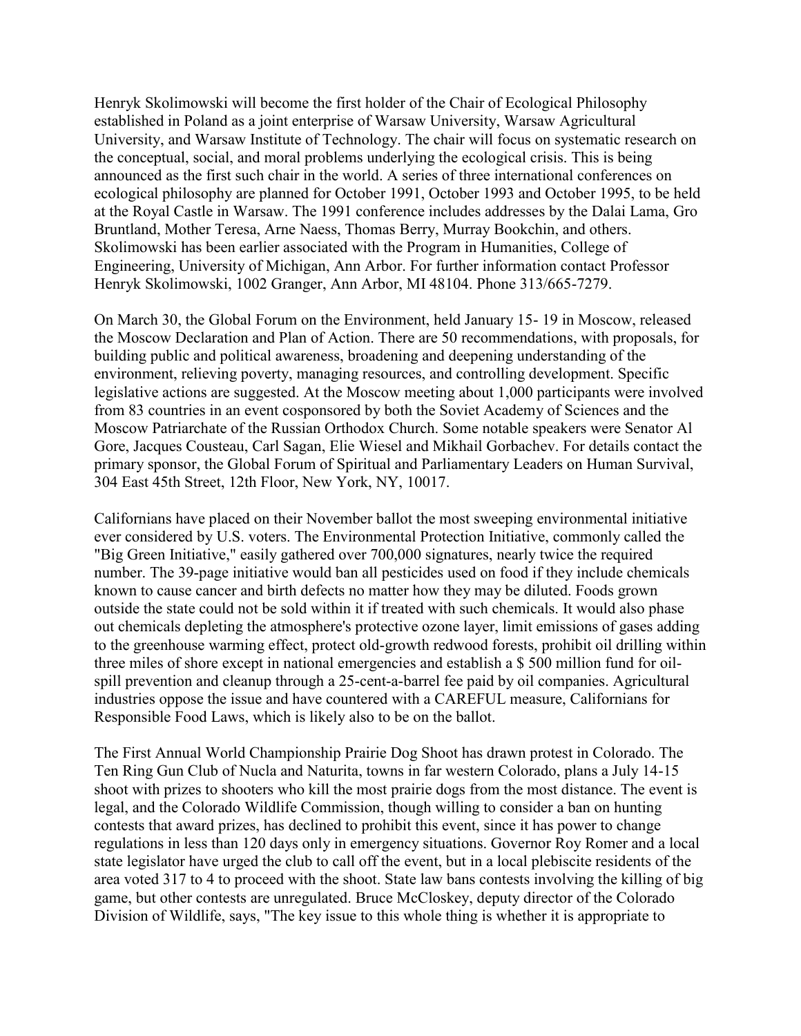Henryk Skolimowski will become the first holder of the Chair of Ecological Philosophy established in Poland as a joint enterprise of Warsaw University, Warsaw Agricultural University, and Warsaw Institute of Technology. The chair will focus on systematic research on the conceptual, social, and moral problems underlying the ecological crisis. This is being announced as the first such chair in the world. A series of three international conferences on ecological philosophy are planned for October 1991, October 1993 and October 1995, to be held at the Royal Castle in Warsaw. The 1991 conference includes addresses by the Dalai Lama, Gro Bruntland, Mother Teresa, Arne Naess, Thomas Berry, Murray Bookchin, and others. Skolimowski has been earlier associated with the Program in Humanities, College of Engineering, University of Michigan, Ann Arbor. For further information contact Professor Henryk Skolimowski, 1002 Granger, Ann Arbor, MI 48104. Phone 313/665-7279.

On March 30, the Global Forum on the Environment, held January 15- 19 in Moscow, released the Moscow Declaration and Plan of Action. There are 50 recommendations, with proposals, for building public and political awareness, broadening and deepening understanding of the environment, relieving poverty, managing resources, and controlling development. Specific legislative actions are suggested. At the Moscow meeting about 1,000 participants were involved from 83 countries in an event cosponsored by both the Soviet Academy of Sciences and the Moscow Patriarchate of the Russian Orthodox Church. Some notable speakers were Senator Al Gore, Jacques Cousteau, Carl Sagan, Elie Wiesel and Mikhail Gorbachev. For details contact the primary sponsor, the Global Forum of Spiritual and Parliamentary Leaders on Human Survival, 304 East 45th Street, 12th Floor, New York, NY, 10017.

Californians have placed on their November ballot the most sweeping environmental initiative ever considered by U.S. voters. The Environmental Protection Initiative, commonly called the "Big Green Initiative," easily gathered over 700,000 signatures, nearly twice the required number. The 39-page initiative would ban all pesticides used on food if they include chemicals known to cause cancer and birth defects no matter how they may be diluted. Foods grown outside the state could not be sold within it if treated with such chemicals. It would also phase out chemicals depleting the atmosphere's protective ozone layer, limit emissions of gases adding to the greenhouse warming effect, protect old-growth redwood forests, prohibit oil drilling within three miles of shore except in national emergencies and establish a $ 500 million fund for oil-spill prevention and cleanup through a 25-cent-a-barrel fee paid by oil companies. Agricultural industries oppose the issue and have countered with a CAREFUL measure, Californians for Responsible Food Laws, which is likely also to be on the ballot.

The First Annual World Championship Prairie Dog Shoot has drawn protest in Colorado. The Ten Ring Gun Club of Nucla and Naturita, towns in far western Colorado, plans a July 14-15 shoot with prizes to shooters who kill the most prairie dogs from the most distance. The event is legal, and the Colorado Wildlife Commission, though willing to consider a ban on hunting contests that award prizes, has declined to prohibit this event, since it has power to change regulations in less than 120 days only in emergency situations. Governor Roy Romer and a local state legislator have urged the club to call off the event, but in a local plebiscite residents of the area voted 317 to 4 to proceed with the shoot. State law bans contests involving the killing of big game, but other contests are unregulated. Bruce McCloskey, deputy director of the Colorado Division of Wildlife, says, "The key issue to this whole thing is whether it is appropriate to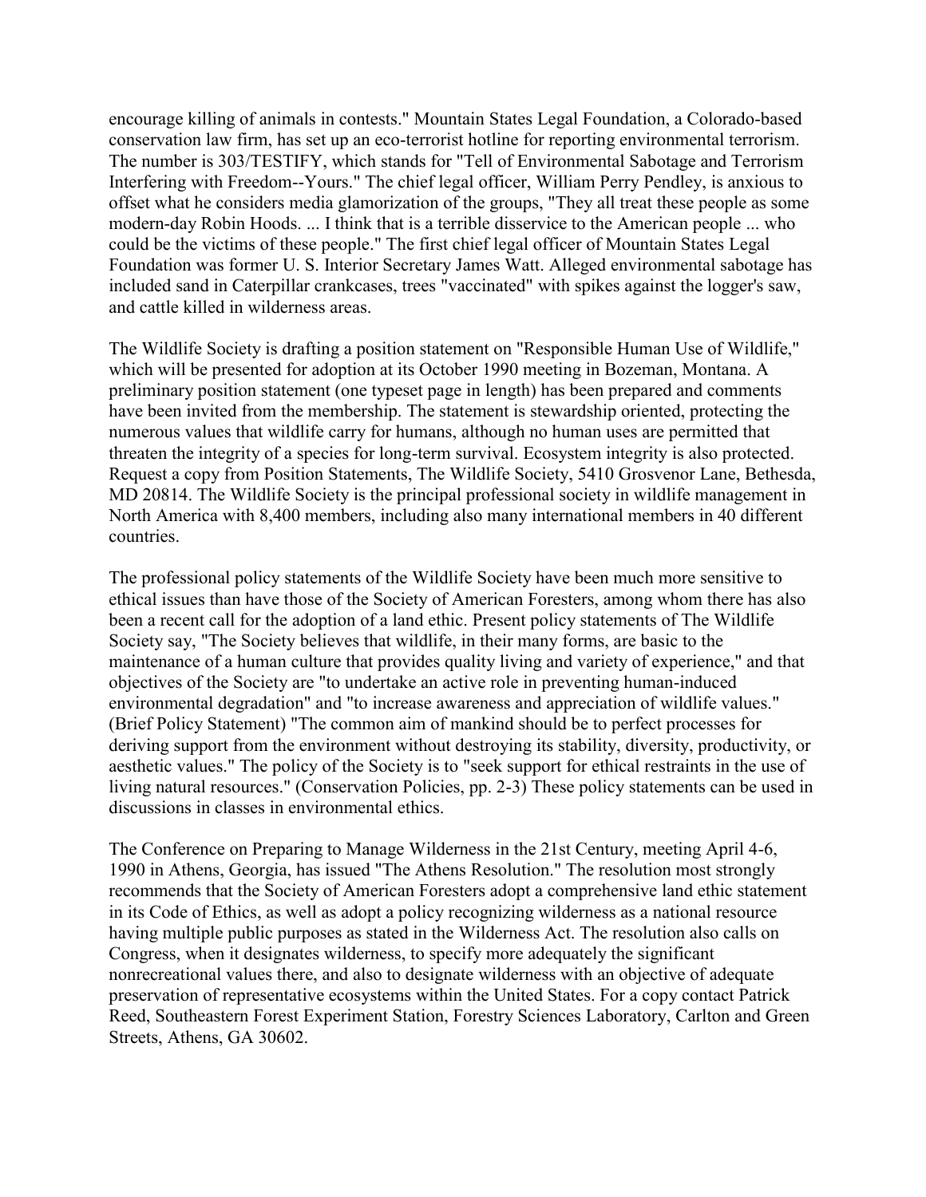encourage killing of animals in contests." Mountain States Legal Foundation, a Colorado-based conservation law firm, has set up an eco-terrorist hotline for reporting environmental terrorism. The number is 303/TESTIFY, which stands for "Tell of Environmental Sabotage and Terrorism Interfering with Freedom--Yours." The chief legal officer, William Perry Pendley, is anxious to offset what he considers media glamorization of the groups, "They all treat these people as some modern-day Robin Hoods. ... I think that is a terrible disservice to the American people ... who could be the victims of these people." The first chief legal officer of Mountain States Legal Foundation was former U. S. Interior Secretary James Watt. Alleged environmental sabotage has included sand in Caterpillar crankcases, trees "vaccinated" with spikes against the logger's saw, and cattle killed in wilderness areas.

The Wildlife Society is drafting a position statement on "Responsible Human Use of Wildlife," which will be presented for adoption at its October 1990 meeting in Bozeman, Montana. A preliminary position statement (one typeset page in length) has been prepared and comments have been invited from the membership. The statement is stewardship oriented, protecting the numerous values that wildlife carry for humans, although no human uses are permitted that threaten the integrity of a species for long-term survival. Ecosystem integrity is also protected. Request a copy from Position Statements, The Wildlife Society, 5410 Grosvenor Lane, Bethesda, MD 20814. The Wildlife Society is the principal professional society in wildlife management in North America with 8,400 members, including also many international members in 40 different countries.

The professional policy statements of the Wildlife Society have been much more sensitive to ethical issues than have those of the Society of American Foresters, among whom there has also been a recent call for the adoption of a land ethic. Present policy statements of The Wildlife Society say, "The Society believes that wildlife, in their many forms, are basic to the maintenance of a human culture that provides quality living and variety of experience," and that objectives of the Society are "to undertake an active role in preventing human-induced environmental degradation" and "to increase awareness and appreciation of wildlife values." (Brief Policy Statement) "The common aim of mankind should be to perfect processes for deriving support from the environment without destroying its stability, diversity, productivity, or aesthetic values." The policy of the Society is to "seek support for ethical restraints in the use of living natural resources." (Conservation Policies, pp. 2-3) These policy statements can be used in discussions in classes in environmental ethics.

The Conference on Preparing to Manage Wilderness in the 21st Century, meeting April 4-6, 1990 in Athens, Georgia, has issued "The Athens Resolution." The resolution most strongly recommends that the Society of American Foresters adopt a comprehensive land ethic statement in its Code of Ethics, as well as adopt a policy recognizing wilderness as a national resource having multiple public purposes as stated in the Wilderness Act. The resolution also calls on Congress, when it designates wilderness, to specify more adequately the significant nonrecreational values there, and also to designate wilderness with an objective of adequate preservation of representative ecosystems within the United States. For a copy contact Patrick Reed, Southeastern Forest Experiment Station, Forestry Sciences Laboratory, Carlton and Green Streets, Athens, GA 30602.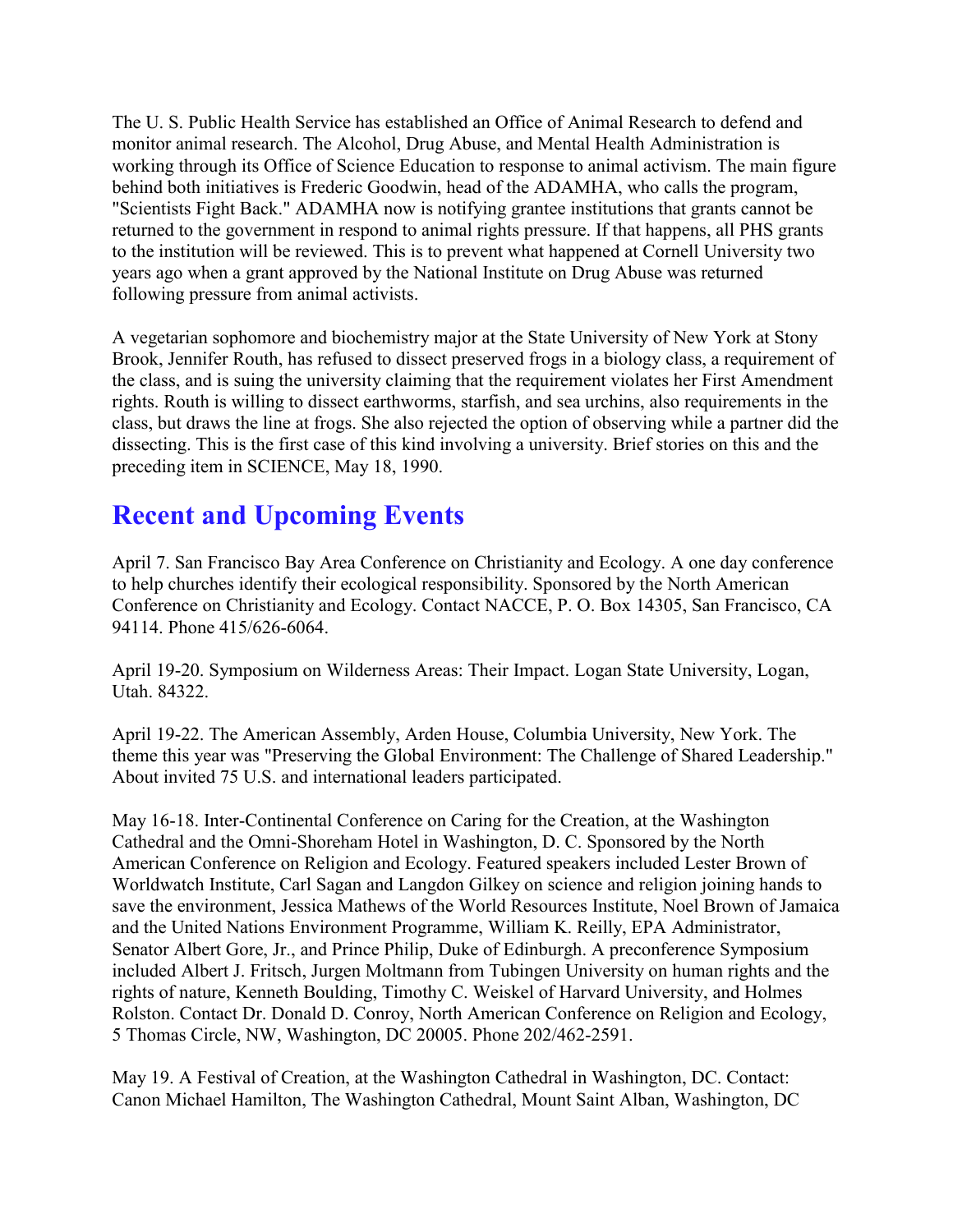The U. S. Public Health Service has established an Office of Animal Research to defend and monitor animal research. The Alcohol, Drug Abuse, and Mental Health Administration is working through its Office of Science Education to response to animal activism. The main figure behind both initiatives is Frederic Goodwin, head of the ADAMHA, who calls the program, "Scientists Fight Back." ADAMHA now is notifying grantee institutions that grants cannot be returned to the government in respond to animal rights pressure. If that happens, all PHS grants to the institution will be reviewed. This is to prevent what happened at Cornell University two years ago when a grant approved by the National Institute on Drug Abuse was returned following pressure from animal activists.

A vegetarian sophomore and biochemistry major at the State University of New York at Stony Brook, Jennifer Routh, has refused to dissect preserved frogs in a biology class, a requirement of the class, and is suing the university claiming that the requirement violates her First Amendment rights. Routh is willing to dissect earthworms, starfish, and sea urchins, also requirements in the class, but draws the line at frogs. She also rejected the option of observing while a partner did the dissecting. This is the first case of this kind involving a university. Brief stories on this and the preceding item in SCIENCE, May 18, 1990.

## Recent and Upcoming Events

April 7. San Francisco Bay Area Conference on Christianity and Ecology. A one day conference to help churches identify their ecological responsibility. Sponsored by the North American Conference on Christianity and Ecology. Contact NACCE, P. O. Box 14305, San Francisco, CA 94114. Phone 415/626-6064.

April 19-20. Symposium on Wilderness Areas: Their Impact. Logan State University, Logan, Utah. 84322.

April 19-22. The American Assembly, Arden House, Columbia University, New York. The theme this year was "Preserving the Global Environment: The Challenge of Shared Leadership." About invited 75 U.S. and international leaders participated.

May 16-18. Inter-Continental Conference on Caring for the Creation, at the Washington Cathedral and the Omni-Shoreham Hotel in Washington, D. C. Sponsored by the North American Conference on Religion and Ecology. Featured speakers included Lester Brown of Worldwatch Institute, Carl Sagan and Langdon Gilkey on science and religion joining hands to save the environment, Jessica Mathews of the World Resources Institute, Noel Brown of Jamaica and the United Nations Environment Programme, William K. Reilly, EPA Administrator, Senator Albert Gore, Jr., and Prince Philip, Duke of Edinburgh. A preconference Symposium included Albert J. Fritsch, Jurgen Moltmann from Tubingen University on human rights and the rights of nature, Kenneth Boulding, Timothy C. Weiskel of Harvard University, and Holmes Rolston. Contact Dr. Donald D. Conroy, North American Conference on Religion and Ecology, 5 Thomas Circle, NW, Washington, DC 20005. Phone 202/462-2591.

May 19. A Festival of Creation, at the Washington Cathedral in Washington, DC. Contact: Canon Michael Hamilton, The Washington Cathedral, Mount Saint Alban, Washington, DC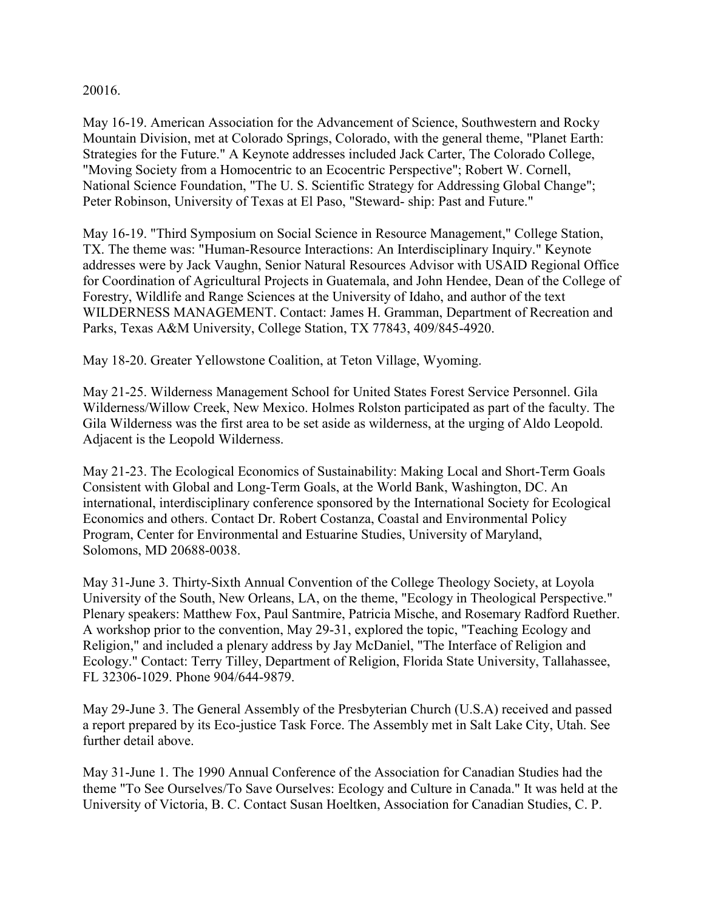20016.

May 16-19. American Association for the Advancement of Science, Southwestern and Rocky Mountain Division, met at Colorado Springs, Colorado, with the general theme, "Planet Earth: Strategies for the Future." A Keynote addresses included Jack Carter, The Colorado College, "Moving Society from a Homocentric to an Ecocentric Perspective"; Robert W. Cornell, National Science Foundation, "The U. S. Scientific Strategy for Addressing Global Change"; Peter Robinson, University of Texas at El Paso, "Steward- ship: Past and Future."

May 16-19. "Third Symposium on Social Science in Resource Management," College Station, TX. The theme was: "Human-Resource Interactions: An Interdisciplinary Inquiry." Keynote addresses were by Jack Vaughn, Senior Natural Resources Advisor with USAID Regional Office for Coordination of Agricultural Projects in Guatemala, and John Hendee, Dean of the College of Forestry, Wildlife and Range Sciences at the University of Idaho, and author of the text WILDERNESS MANAGEMENT. Contact: James H. Gramman, Department of Recreation and Parks, Texas A&M University, College Station, TX 77843, 409/845-4920.

May 18-20. Greater Yellowstone Coalition, at Teton Village, Wyoming.

May 21-25. Wilderness Management School for United States Forest Service Personnel. Gila Wilderness/Willow Creek, New Mexico. Holmes Rolston participated as part of the faculty. The Gila Wilderness was the first area to be set aside as wilderness, at the urging of Aldo Leopold. Adjacent is the Leopold Wilderness.

May 21-23. The Ecological Economics of Sustainability: Making Local and Short-Term Goals Consistent with Global and Long-Term Goals, at the World Bank, Washington, DC. An international, interdisciplinary conference sponsored by the International Society for Ecological Economics and others. Contact Dr. Robert Costanza, Coastal and Environmental Policy Program, Center for Environmental and Estuarine Studies, University of Maryland, Solomons, MD 20688-0038.

May 31-June 3. Thirty-Sixth Annual Convention of the College Theology Society, at Loyola University of the South, New Orleans, LA, on the theme, "Ecology in Theological Perspective." Plenary speakers: Matthew Fox, Paul Santmire, Patricia Mische, and Rosemary Radford Ruether. A workshop prior to the convention, May 29-31, explored the topic, "Teaching Ecology and Religion," and included a plenary address by Jay McDaniel, "The Interface of Religion and Ecology." Contact: Terry Tilley, Department of Religion, Florida State University, Tallahassee, FL 32306-1029. Phone 904/644-9879.

May 29-June 3. The General Assembly of the Presbyterian Church (U.S.A) received and passed a report prepared by its Eco-justice Task Force. The Assembly met in Salt Lake City, Utah. See further detail above.

May 31-June 1. The 1990 Annual Conference of the Association for Canadian Studies had the theme "To See Ourselves/To Save Ourselves: Ecology and Culture in Canada." It was held at the University of Victoria, B. C. Contact Susan Hoeltken, Association for Canadian Studies, C. P.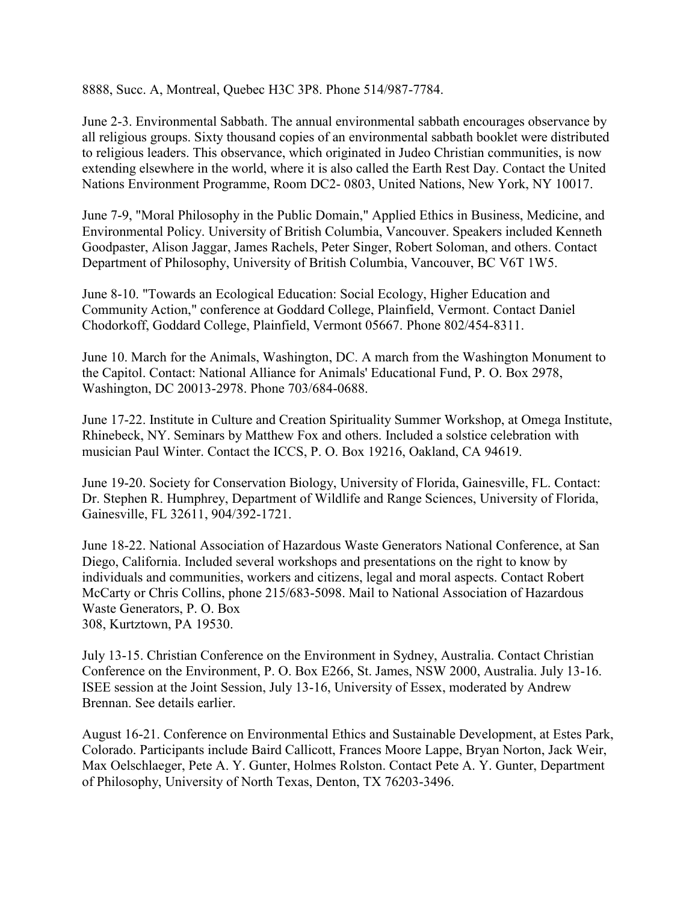8888, Succ. A, Montreal, Quebec H3C 3P8. Phone 514/987-7784.

June 2-3. Environmental Sabbath. The annual environmental sabbath encourages observance by all religious groups. Sixty thousand copies of an environmental sabbath booklet were distributed to religious leaders. This observance, which originated in Judeo Christian communities, is now extending elsewhere in the world, where it is also called the Earth Rest Day. Contact the United Nations Environment Programme, Room DC2- 0803, United Nations, New York, NY 10017.

June 7-9, "Moral Philosophy in the Public Domain," Applied Ethics in Business, Medicine, and Environmental Policy. University of British Columbia, Vancouver. Speakers included Kenneth Goodpaster, Alison Jaggar, James Rachels, Peter Singer, Robert Soloman, and others. Contact Department of Philosophy, University of British Columbia, Vancouver, BC V6T 1W5.

June 8-10. "Towards an Ecological Education: Social Ecology, Higher Education and Community Action," conference at Goddard College, Plainfield, Vermont. Contact Daniel Chodorkoff, Goddard College, Plainfield, Vermont 05667. Phone 802/454-8311.

June 10. March for the Animals, Washington, DC. A march from the Washington Monument to the Capitol. Contact: National Alliance for Animals' Educational Fund, P. O. Box 2978, Washington, DC 20013-2978. Phone 703/684-0688.

June 17-22. Institute in Culture and Creation Spirituality Summer Workshop, at Omega Institute, Rhinebeck, NY. Seminars by Matthew Fox and others. Included a solstice celebration with musician Paul Winter. Contact the ICCS, P. O. Box 19216, Oakland, CA 94619.

June 19-20. Society for Conservation Biology, University of Florida, Gainesville, FL. Contact: Dr. Stephen R. Humphrey, Department of Wildlife and Range Sciences, University of Florida, Gainesville, FL 32611, 904/392-1721.

June 18-22. National Association of Hazardous Waste Generators National Conference, at San Diego, California. Included several workshops and presentations on the right to know by individuals and communities, workers and citizens, legal and moral aspects. Contact Robert McCarty or Chris Collins, phone 215/683-5098. Mail to National Association of Hazardous Waste Generators, P. O. Box 308, Kurtztown, PA 19530.

July 13-15. Christian Conference on the Environment in Sydney, Australia. Contact Christian Conference on the Environment, P. O. Box E266, St. James, NSW 2000, Australia. July 13-16. ISEE session at the Joint Session, July 13-16, University of Essex, moderated by Andrew Brennan. See details earlier.

August 16-21. Conference on Environmental Ethics and Sustainable Development, at Estes Park, Colorado. Participants include Baird Callicott, Frances Moore Lappe, Bryan Norton, Jack Weir, Max Oelschlaeger, Pete A. Y. Gunter, Holmes Rolston. Contact Pete A. Y. Gunter, Department of Philosophy, University of North Texas, Denton, TX 76203-3496.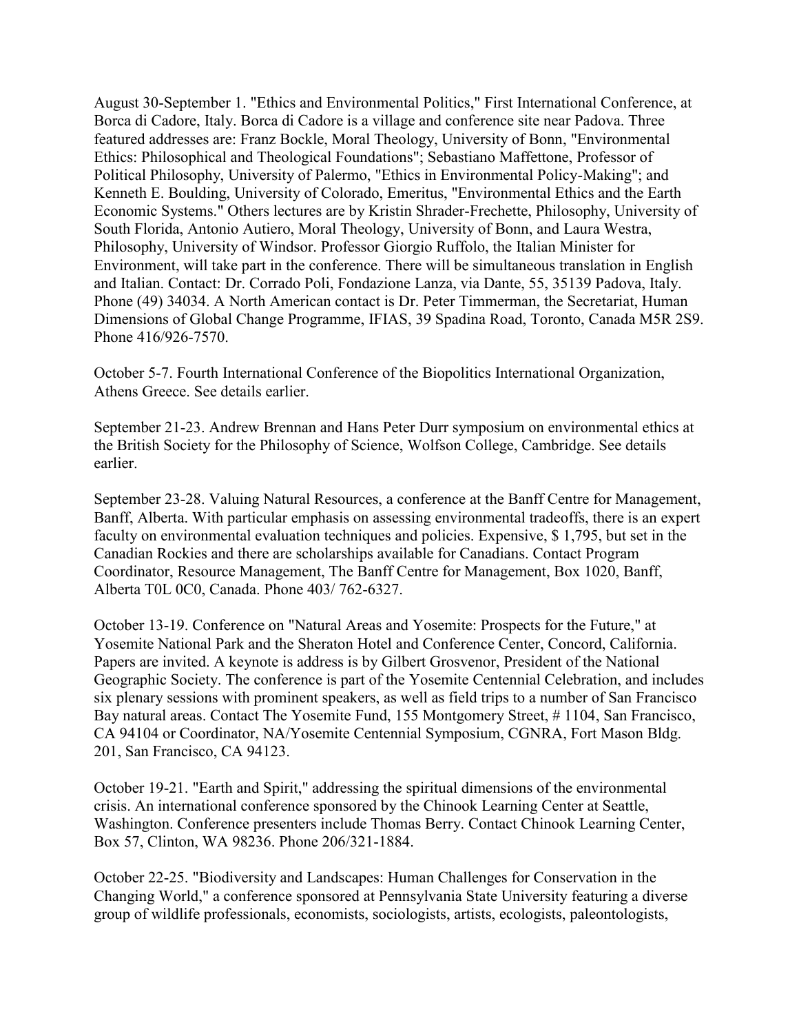August 30-September 1. "Ethics and Environmental Politics," First International Conference, at Borca di Cadore, Italy. Borca di Cadore is a village and conference site near Padova. Three featured addresses are: Franz Bockle, Moral Theology, University of Bonn, "Environmental Ethics: Philosophical and Theological Foundations"; Sebastiano Maffettone, Professor of Political Philosophy, University of Palermo, "Ethics in Environmental Policy-Making"; and Kenneth E. Boulding, University of Colorado, Emeritus, "Environmental Ethics and the Earth Economic Systems." Others lectures are by Kristin Shrader-Frechette, Philosophy, University of South Florida, Antonio Autiero, Moral Theology, University of Bonn, and Laura Westra, Philosophy, University of Windsor. Professor Giorgio Ruffolo, the Italian Minister for Environment, will take part in the conference. There will be simultaneous translation in English and Italian. Contact: Dr. Corrado Poli, Fondazione Lanza, via Dante, 55, 35139 Padova, Italy. Phone (49) 34034. A North American contact is Dr. Peter Timmerman, the Secretariat, Human Dimensions of Global Change Programme, IFIAS, 39 Spadina Road, Toronto, Canada M5R 2S9. Phone 416/926-7570.

October 5-7. Fourth International Conference of the Biopolitics International Organization, Athens Greece. See details earlier.

September 21-23. Andrew Brennan and Hans Peter Durr symposium on environmental ethics at the British Society for the Philosophy of Science, Wolfson College, Cambridge. See details earlier.

September 23-28. Valuing Natural Resources, a conference at the Banff Centre for Management, Banff, Alberta. With particular emphasis on assessing environmental tradeoffs, there is an expert faculty on environmental evaluation techniques and policies. Expensive, $ 1,795, but set in the Canadian Rockies and there are scholarships available for Canadians. Contact Program Coordinator, Resource Management, The Banff Centre for Management, Box 1020, Banff, Alberta T0L 0C0, Canada. Phone 403/ 762-6327.

October 13-19. Conference on "Natural Areas and Yosemite: Prospects for the Future," at Yosemite National Park and the Sheraton Hotel and Conference Center, Concord, California. Papers are invited. A keynote is address is by Gilbert Grosvenor, President of the National Geographic Society. The conference is part of the Yosemite Centennial Celebration, and includes six plenary sessions with prominent speakers, as well as field trips to a number of San Francisco Bay natural areas. Contact The Yosemite Fund, 155 Montgomery Street, # 1104, San Francisco, CA 94104 or Coordinator, NA/Yosemite Centennial Symposium, CGNRA, Fort Mason Bldg. 201, San Francisco, CA 94123.

October 19-21. "Earth and Spirit," addressing the spiritual dimensions of the environmental crisis. An international conference sponsored by the Chinook Learning Center at Seattle, Washington. Conference presenters include Thomas Berry. Contact Chinook Learning Center, Box 57, Clinton, WA 98236. Phone 206/321-1884.

October 22-25. "Biodiversity and Landscapes: Human Challenges for Conservation in the Changing World," a conference sponsored at Pennsylvania State University featuring a diverse group of wildlife professionals, economists, sociologists, artists, ecologists, paleontologists,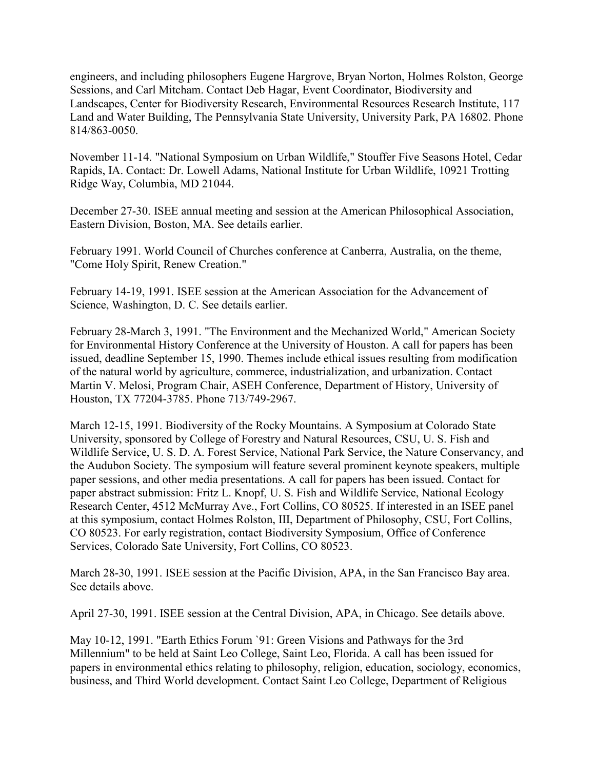engineers, and including philosophers Eugene Hargrove, Bryan Norton, Holmes Rolston, George Sessions, and Carl Mitcham. Contact Deb Hagar, Event Coordinator, Biodiversity and Landscapes, Center for Biodiversity Research, Environmental Resources Research Institute, 117 Land and Water Building, The Pennsylvania State University, University Park, PA 16802. Phone 814/863-0050.

November 11-14. "National Symposium on Urban Wildlife," Stouffer Five Seasons Hotel, Cedar Rapids, IA. Contact: Dr. Lowell Adams, National Institute for Urban Wildlife, 10921 Trotting Ridge Way, Columbia, MD 21044.

December 27-30. ISEE annual meeting and session at the American Philosophical Association, Eastern Division, Boston, MA. See details earlier.

February 1991. World Council of Churches conference at Canberra, Australia, on the theme, "Come Holy Spirit, Renew Creation."

February 14-19, 1991. ISEE session at the American Association for the Advancement of Science, Washington, D. C. See details earlier.

February 28-March 3, 1991. "The Environment and the Mechanized World," American Society for Environmental History Conference at the University of Houston. A call for papers has been issued, deadline September 15, 1990. Themes include ethical issues resulting from modification of the natural world by agriculture, commerce, industrialization, and urbanization. Contact Martin V. Melosi, Program Chair, ASEH Conference, Department of History, University of Houston, TX 77204-3785. Phone 713/749-2967.

March 12-15, 1991. Biodiversity of the Rocky Mountains. A Symposium at Colorado State University, sponsored by College of Forestry and Natural Resources, CSU, U. S. Fish and Wildlife Service, U. S. D. A. Forest Service, National Park Service, the Nature Conservancy, and the Audubon Society. The symposium will feature several prominent keynote speakers, multiple paper sessions, and other media presentations. A call for papers has been issued. Contact for paper abstract submission: Fritz L. Knopf, U. S. Fish and Wildlife Service, National Ecology Research Center, 4512 McMurray Ave., Fort Collins, CO 80525. If interested in an ISEE panel at this symposium, contact Holmes Rolston, III, Department of Philosophy, CSU, Fort Collins, CO 80523. For early registration, contact Biodiversity Symposium, Office of Conference Services, Colorado Sate University, Fort Collins, CO 80523.

March 28-30, 1991. ISEE session at the Pacific Division, APA, in the San Francisco Bay area. See details above.

April 27-30, 1991. ISEE session at the Central Division, APA, in Chicago. See details above.

May 10-12, 1991. "Earth Ethics Forum `91: Green Visions and Pathways for the 3rd Millennium" to be held at Saint Leo College, Saint Leo, Florida. A call has been issued for papers in environmental ethics relating to philosophy, religion, education, sociology, economics, business, and Third World development. Contact Saint Leo College, Department of Religious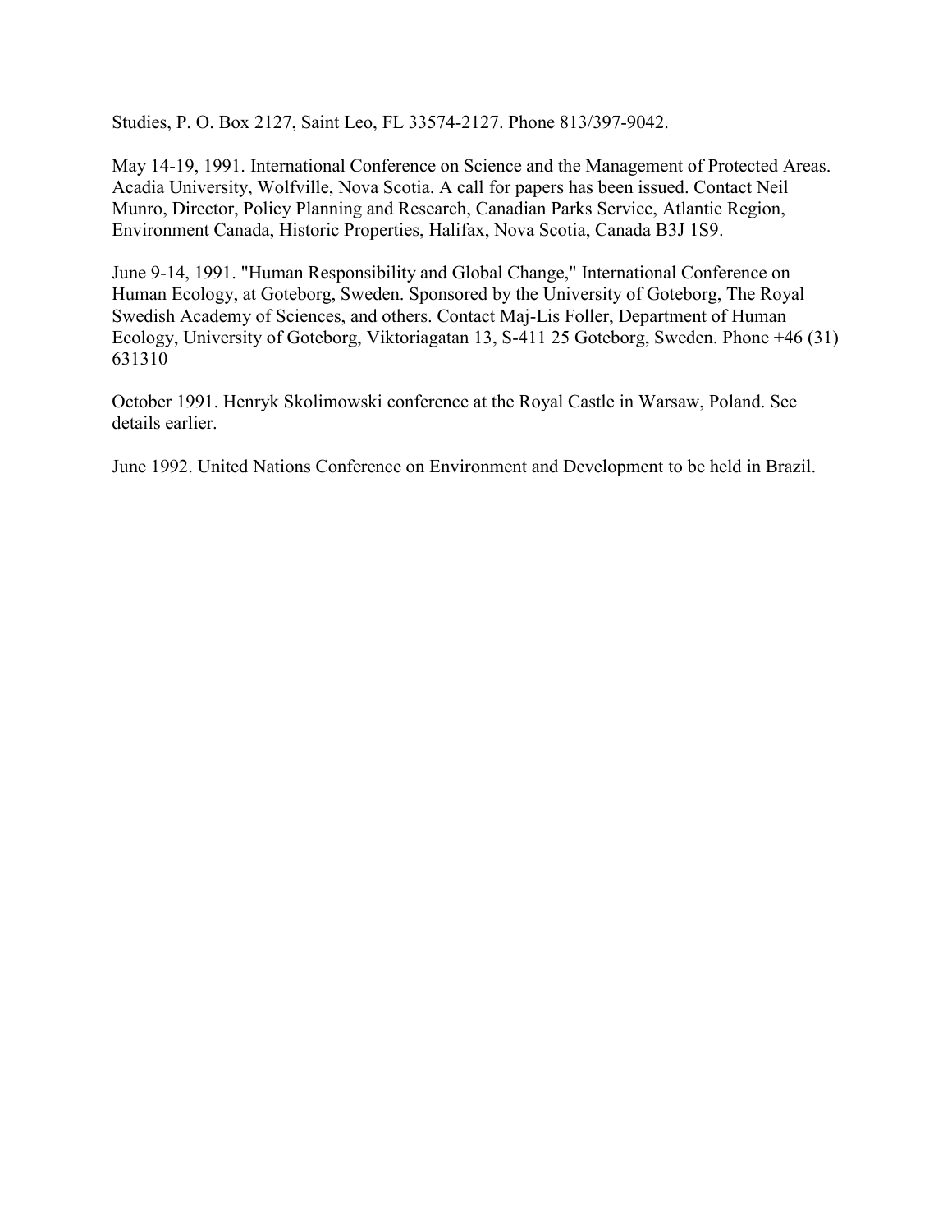Studies, P. O. Box 2127, Saint Leo, FL 33574-2127. Phone 813/397-9042.

May 14-19, 1991. International Conference on Science and the Management of Protected Areas. Acadia University, Wolfville, Nova Scotia. A call for papers has been issued. Contact Neil Munro, Director, Policy Planning and Research, Canadian Parks Service, Atlantic Region, Environment Canada, Historic Properties, Halifax, Nova Scotia, Canada B3J 1S9.

June 9-14, 1991. "Human Responsibility and Global Change," International Conference on Human Ecology, at Goteborg, Sweden. Sponsored by the University of Goteborg, The Royal Swedish Academy of Sciences, and others. Contact Maj-Lis Foller, Department of Human Ecology, University of Goteborg, Viktoriagatan 13, S-411 25 Goteborg, Sweden. Phone +46 (31) 631310

October 1991. Henryk Skolimowski conference at the Royal Castle in Warsaw, Poland. See details earlier.

June 1992. United Nations Conference on Environment and Development to be held in Brazil.